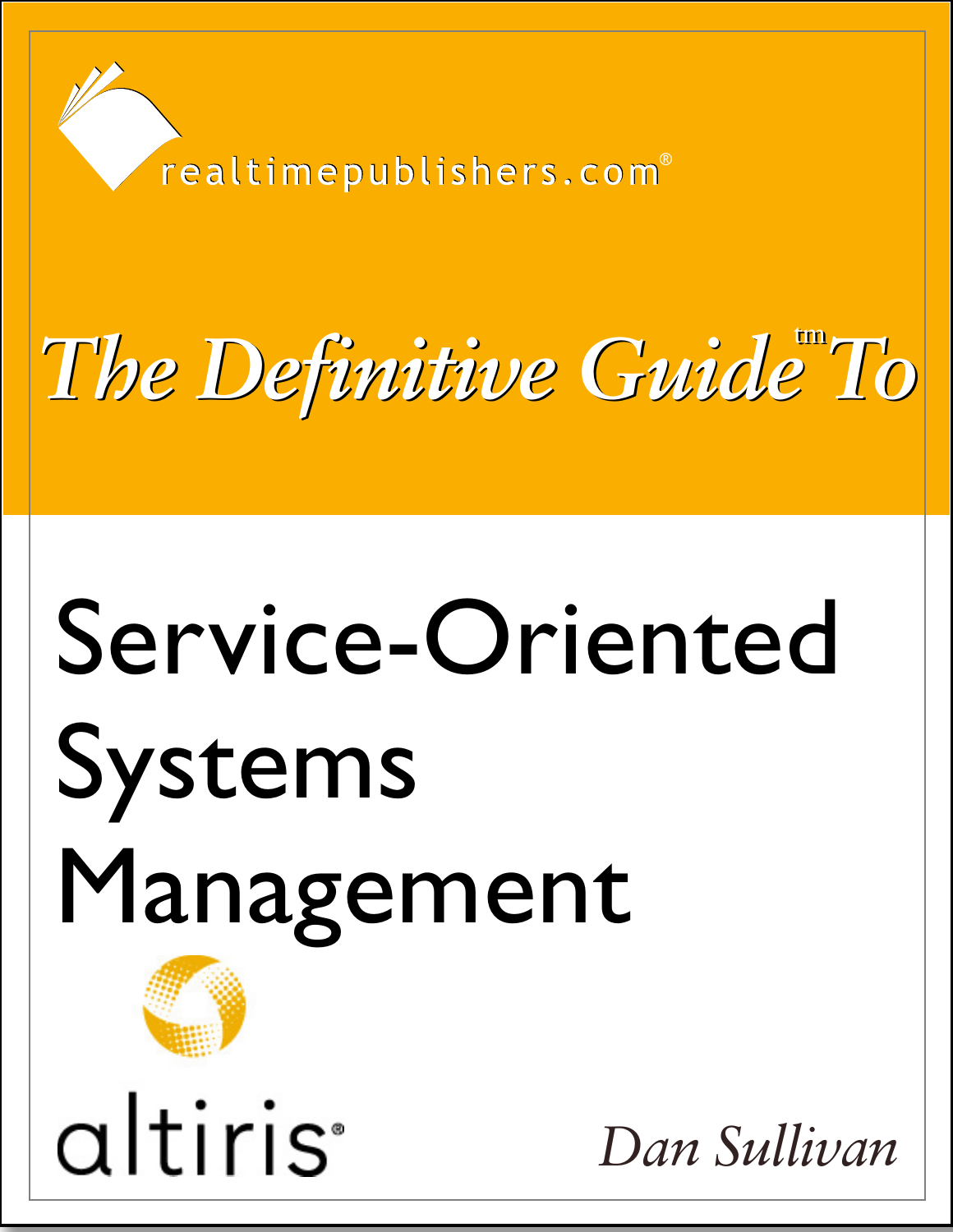realtimepublishers.com®

# The Definitive Guide™ To

# Service-Oriented Systems Management

altiris®

*Dan Sullivan*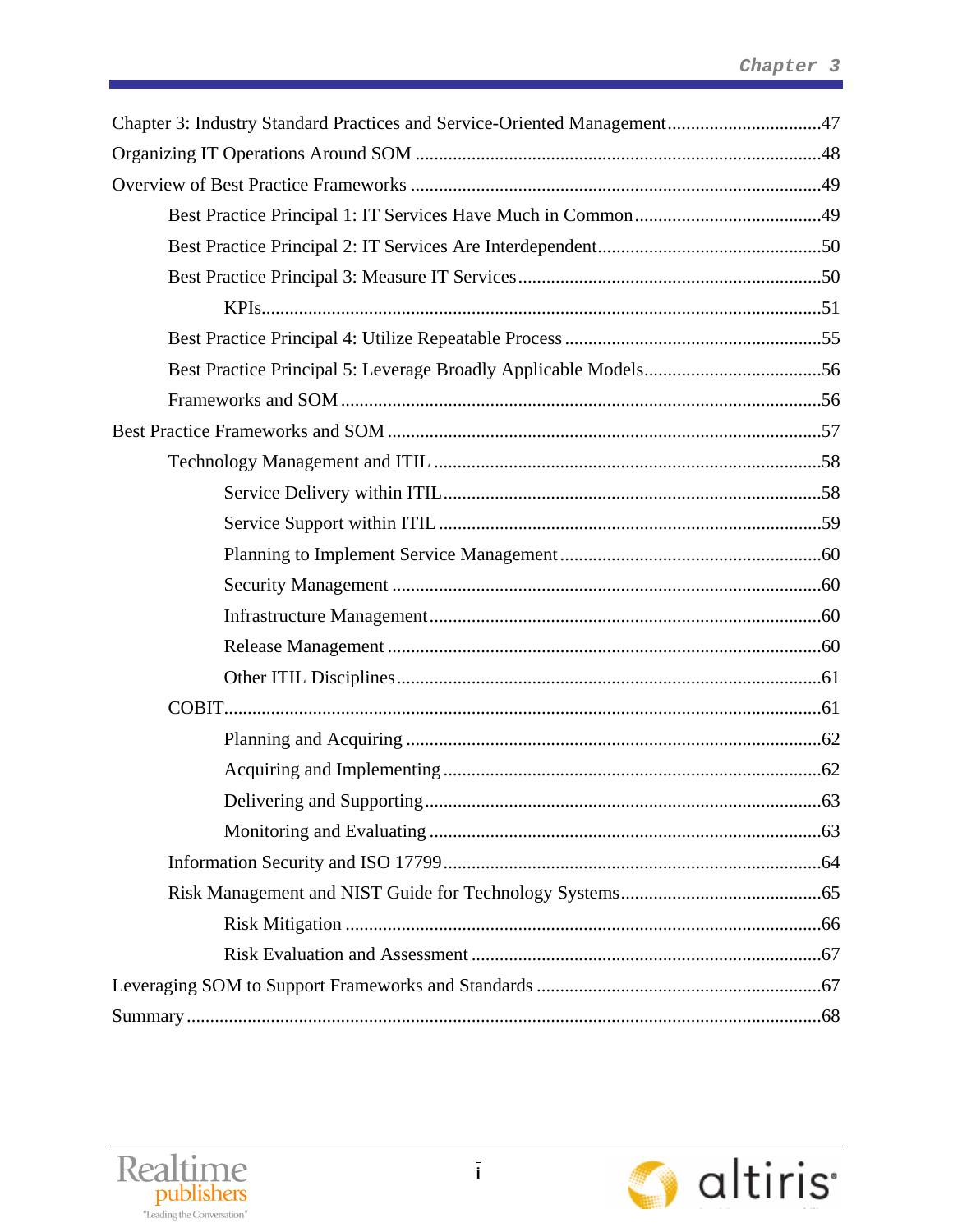Chapter 3: Industry Standard Practices and Service-Oriented Management.................................47

Organizing IT Operations Around SOM ......................................................................................48

Overview of Best Practice Frameworks .......................................................................................49

- Best Practice Principal 1: IT Services Have Much in Common........................................49
- Best Practice Principal 2: IT Services Are Interdependent................................................50
- Best Practice Principal 3: Measure IT Services.................................................................50
  - KPIs......................................................................................................................51
- Best Practice Principal 4: Utilize Repeatable Process .......................................................55
- Best Practice Principal 5: Leverage Broadly Applicable Models......................................56
- Frameworks and SOM ......................................................................................................56

Best Practice Frameworks and SOM .............................................................................................57

- Technology Management and ITIL ..................................................................................58
  - Service Delivery within ITIL.................................................................................58
  - Service Support within ITIL ..................................................................................59
  - Planning to Implement Service Management........................................................60
  - Security Management ............................................................................................60
  - Infrastructure Management....................................................................................60
  - Release Management .............................................................................................60
  - Other ITIL Disciplines...........................................................................................61
- COBIT................................................................................................................................61
  - Planning and Acquiring .........................................................................................62
  - Acquiring and Implementing.................................................................................62
  - Delivering and Supporting.....................................................................................63
  - Monitoring and Evaluating ....................................................................................63
- Information Security and ISO 17799................................................................................64
- Risk Management and NIST Guide for Technology Systems...........................................65
  - Risk Mitigation ......................................................................................................66
  - Risk Evaluation and Assessment ...........................................................................67

Leveraging SOM to Support Frameworks and Standards .............................................................67

Summary........................................................................................................................................68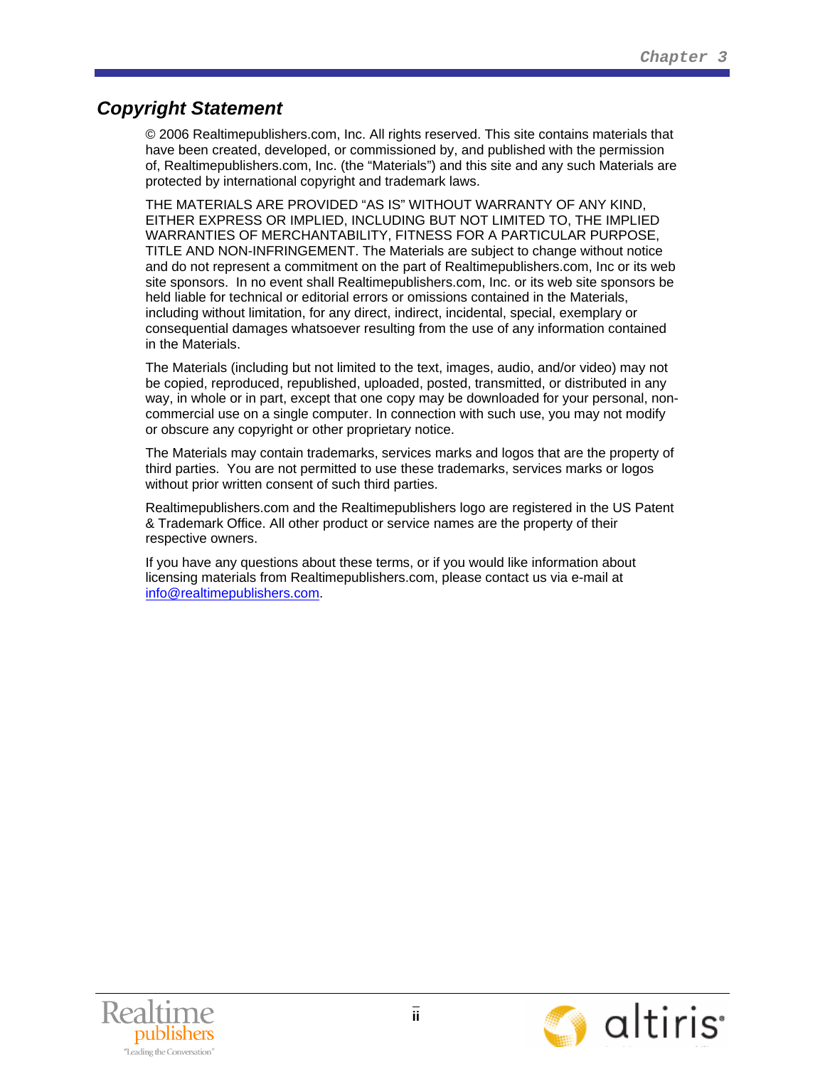## Copyright Statement

© 2006 Realtimepublishers.com, Inc. All rights reserved. This site contains materials that have been created, developed, or commissioned by, and published with the permission of, Realtimepublishers.com, Inc. (the "Materials") and this site and any such Materials are protected by international copyright and trademark laws.

THE MATERIALS ARE PROVIDED "AS IS" WITHOUT WARRANTY OF ANY KIND, EITHER EXPRESS OR IMPLIED, INCLUDING BUT NOT LIMITED TO, THE IMPLIED WARRANTIES OF MERCHANTABILITY, FITNESS FOR A PARTICULAR PURPOSE, TITLE AND NON-INFRINGEMENT. The Materials are subject to change without notice and do not represent a commitment on the part of Realtimepublishers.com, Inc or its web site sponsors. In no event shall Realtimepublishers.com, Inc. or its web site sponsors be held liable for technical or editorial errors or omissions contained in the Materials, including without limitation, for any direct, indirect, incidental, special, exemplary or consequential damages whatsoever resulting from the use of any information contained in the Materials.

The Materials (including but not limited to the text, images, audio, and/or video) may not be copied, reproduced, republished, uploaded, posted, transmitted, or distributed in any way, in whole or in part, except that one copy may be downloaded for your personal, non-commercial use on a single computer. In connection with such use, you may not modify or obscure any copyright or other proprietary notice.

The Materials may contain trademarks, services marks and logos that are the property of third parties. You are not permitted to use these trademarks, services marks or logos without prior written consent of such third parties.

Realtimepublishers.com and the Realtimepublishers logo are registered in the US Patent & Trademark Office. All other product or service names are the property of their respective owners.

If you have any questions about these terms, or if you would like information about licensing materials from Realtimepublishers.com, please contact us via e-mail at info@realtimepublishers.com.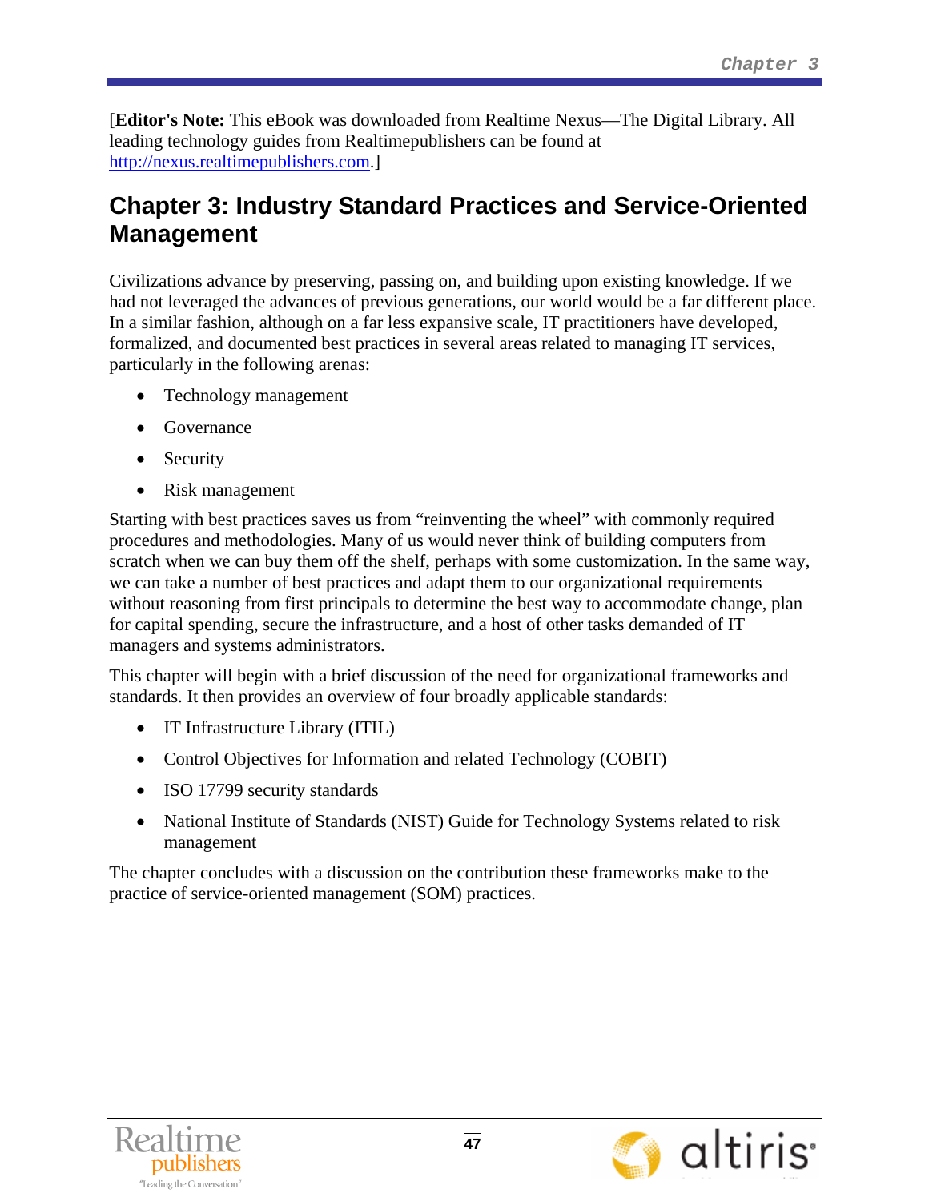[**Editor's Note:** This eBook was downloaded from Realtime Nexus—The Digital Library. All leading technology guides from Realtimepublishers can be found at http://nexus.realtimepublishers.com.]

# Chapter 3: Industry Standard Practices and Service-Oriented Management

Civilizations advance by preserving, passing on, and building upon existing knowledge. If we had not leveraged the advances of previous generations, our world would be a far different place. In a similar fashion, although on a far less expansive scale, IT practitioners have developed, formalized, and documented best practices in several areas related to managing IT services, particularly in the following arenas:

- Technology management
- Governance
- Security
- Risk management

Starting with best practices saves us from "reinventing the wheel" with commonly required procedures and methodologies. Many of us would never think of building computers from scratch when we can buy them off the shelf, perhaps with some customization. In the same way, we can take a number of best practices and adapt them to our organizational requirements without reasoning from first principals to determine the best way to accommodate change, plan for capital spending, secure the infrastructure, and a host of other tasks demanded of IT managers and systems administrators.

This chapter will begin with a brief discussion of the need for organizational frameworks and standards. It then provides an overview of four broadly applicable standards:

- IT Infrastructure Library (ITIL)
- Control Objectives for Information and related Technology (COBIT)
- ISO 17799 security standards
- National Institute of Standards (NIST) Guide for Technology Systems related to risk management

The chapter concludes with a discussion on the contribution these frameworks make to the practice of service-oriented management (SOM) practices.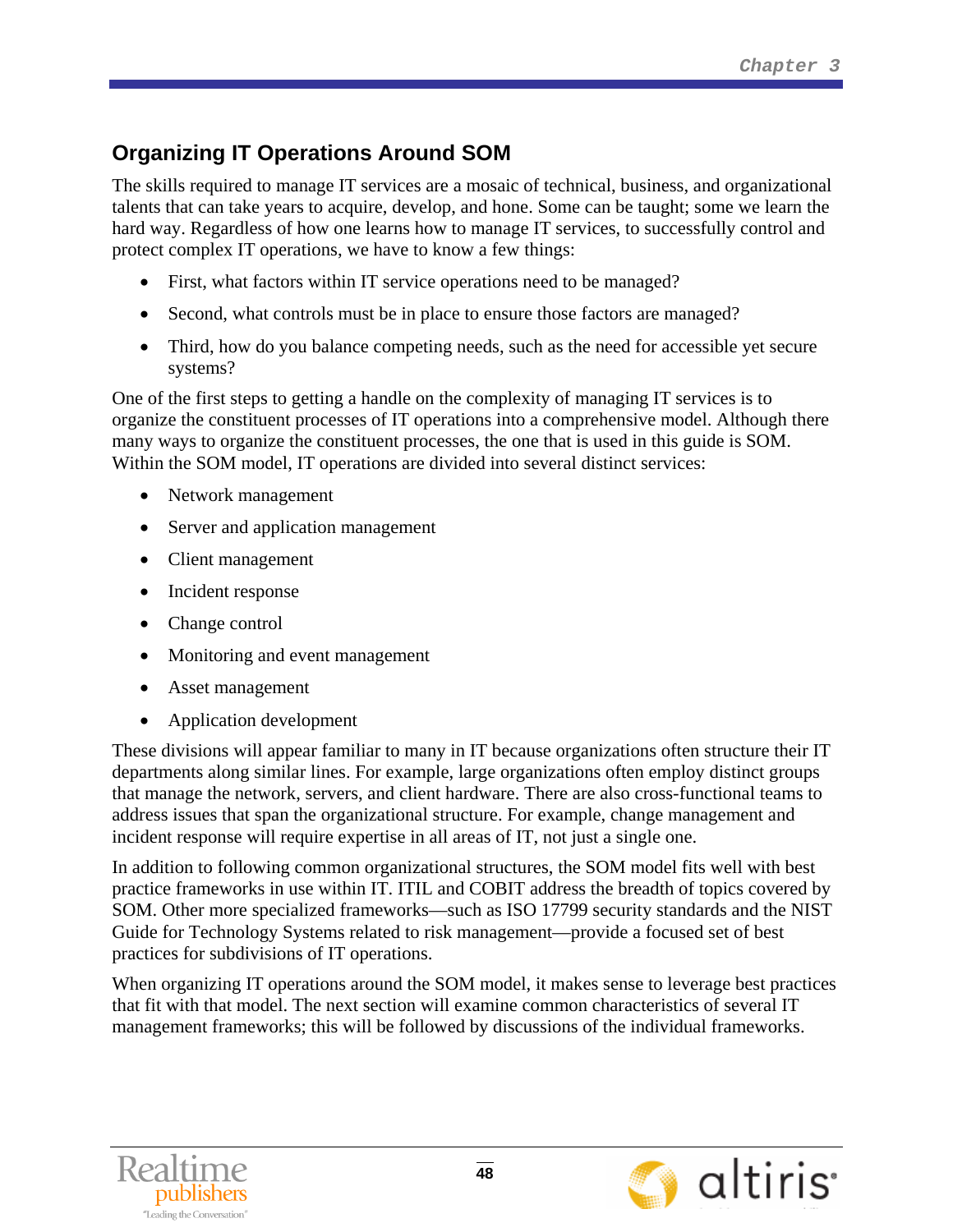## Organizing IT Operations Around SOM

The skills required to manage IT services are a mosaic of technical, business, and organizational talents that can take years to acquire, develop, and hone. Some can be taught; some we learn the hard way. Regardless of how one learns how to manage IT services, to successfully control and protect complex IT operations, we have to know a few things:

- First, what factors within IT service operations need to be managed?
- Second, what controls must be in place to ensure those factors are managed?
- Third, how do you balance competing needs, such as the need for accessible yet secure systems?

One of the first steps to getting a handle on the complexity of managing IT services is to organize the constituent processes of IT operations into a comprehensive model. Although there many ways to organize the constituent processes, the one that is used in this guide is SOM. Within the SOM model, IT operations are divided into several distinct services:

- Network management
- Server and application management
- Client management
- Incident response
- Change control
- Monitoring and event management
- Asset management
- Application development

These divisions will appear familiar to many in IT because organizations often structure their IT departments along similar lines. For example, large organizations often employ distinct groups that manage the network, servers, and client hardware. There are also cross-functional teams to address issues that span the organizational structure. For example, change management and incident response will require expertise in all areas of IT, not just a single one.

In addition to following common organizational structures, the SOM model fits well with best practice frameworks in use within IT. ITIL and COBIT address the breadth of topics covered by SOM. Other more specialized frameworks—such as ISO 17799 security standards and the NIST Guide for Technology Systems related to risk management—provide a focused set of best practices for subdivisions of IT operations.

When organizing IT operations around the SOM model, it makes sense to leverage best practices that fit with that model. The next section will examine common characteristics of several IT management frameworks; this will be followed by discussions of the individual frameworks.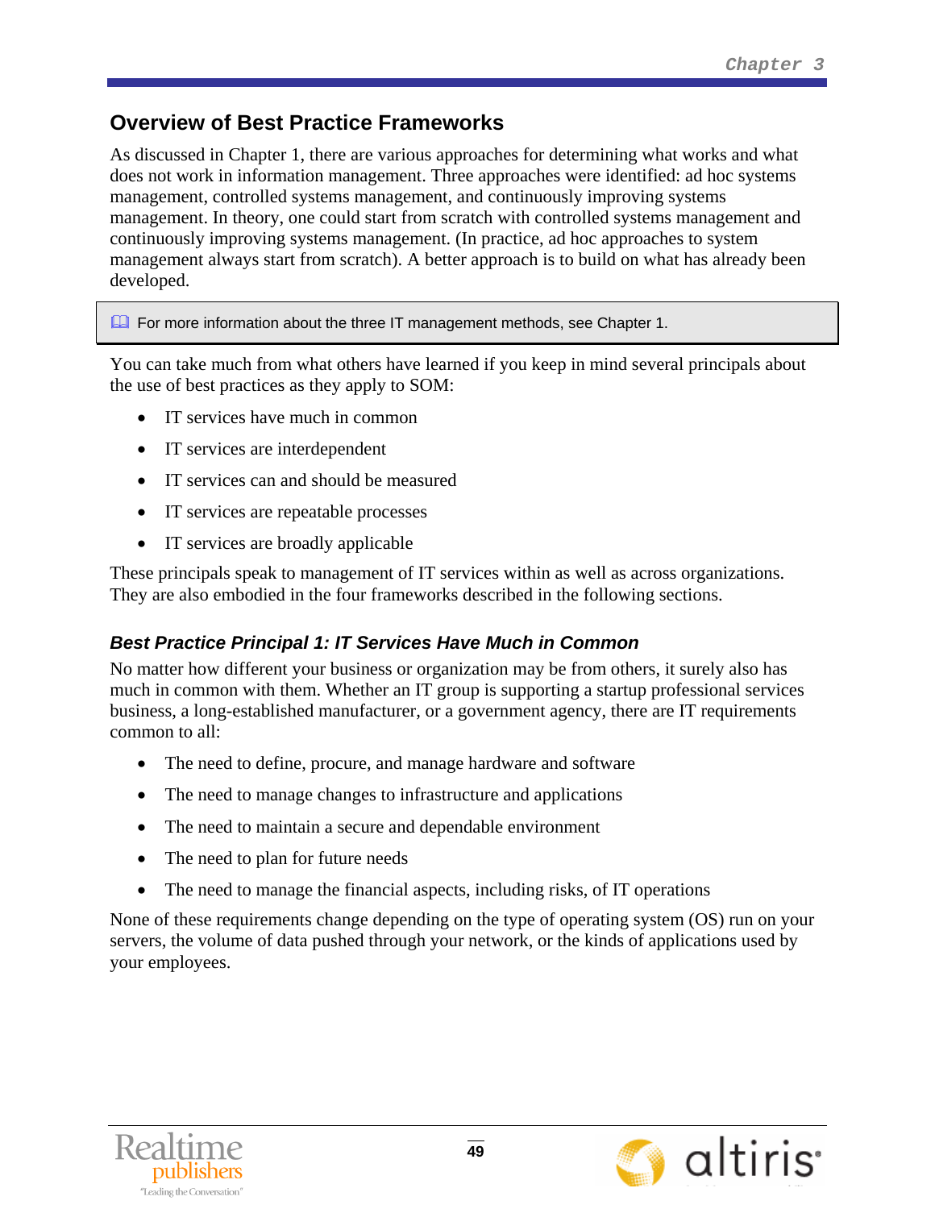## Overview of Best Practice Frameworks

As discussed in Chapter 1, there are various approaches for determining what works and what does not work in information management. Three approaches were identified: ad hoc systems management, controlled systems management, and continuously improving systems management. In theory, one could start from scratch with controlled systems management and continuously improving systems management. (In practice, ad hoc approaches to system management always start from scratch). A better approach is to build on what has already been developed.

> For more information about the three IT management methods, see Chapter 1.

You can take much from what others have learned if you keep in mind several principals about the use of best practices as they apply to SOM:

- IT services have much in common
- IT services are interdependent
- IT services can and should be measured
- IT services are repeatable processes
- IT services are broadly applicable

These principals speak to management of IT services within as well as across organizations. They are also embodied in the four frameworks described in the following sections.

### *Best Practice Principal 1: IT Services Have Much in Common*

No matter how different your business or organization may be from others, it surely also has much in common with them. Whether an IT group is supporting a startup professional services business, a long-established manufacturer, or a government agency, there are IT requirements common to all:

- The need to define, procure, and manage hardware and software
- The need to manage changes to infrastructure and applications
- The need to maintain a secure and dependable environment
- The need to plan for future needs
- The need to manage the financial aspects, including risks, of IT operations

None of these requirements change depending on the type of operating system (OS) run on your servers, the volume of data pushed through your network, or the kinds of applications used by your employees.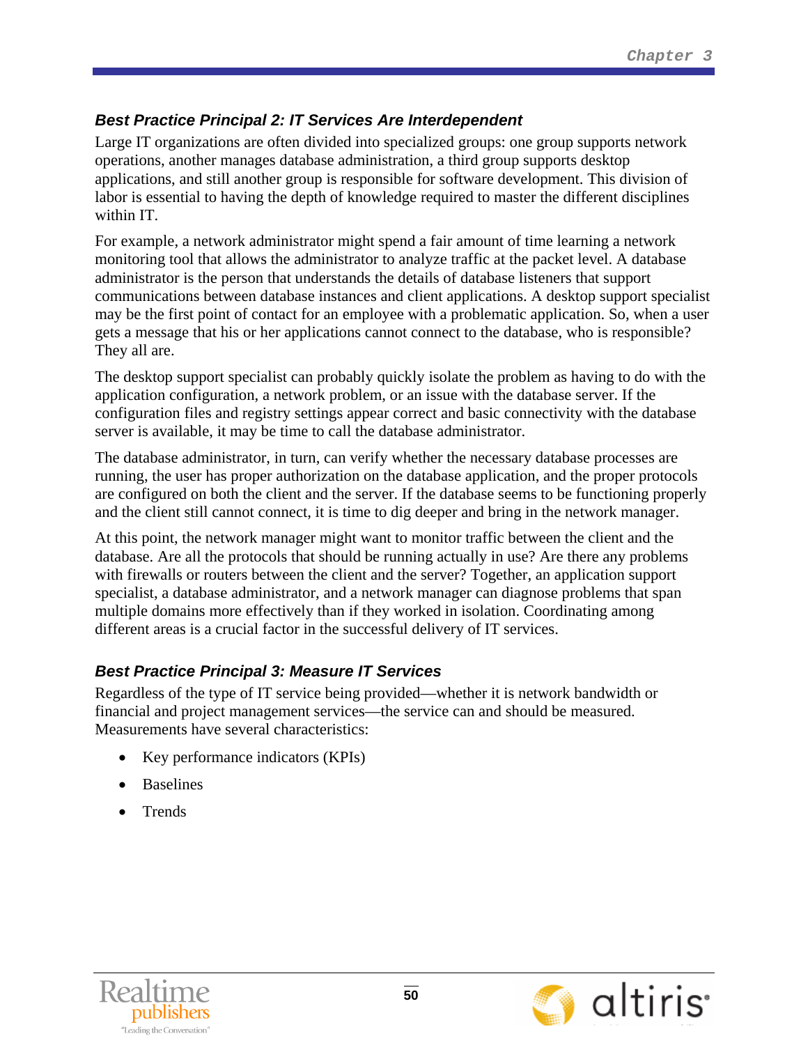### *Best Practice Principal 2: IT Services Are Interdependent*

Large IT organizations are often divided into specialized groups: one group supports network operations, another manages database administration, a third group supports desktop applications, and still another group is responsible for software development. This division of labor is essential to having the depth of knowledge required to master the different disciplines within IT.

For example, a network administrator might spend a fair amount of time learning a network monitoring tool that allows the administrator to analyze traffic at the packet level. A database administrator is the person that understands the details of database listeners that support communications between database instances and client applications. A desktop support specialist may be the first point of contact for an employee with a problematic application. So, when a user gets a message that his or her applications cannot connect to the database, who is responsible? They all are.

The desktop support specialist can probably quickly isolate the problem as having to do with the application configuration, a network problem, or an issue with the database server. If the configuration files and registry settings appear correct and basic connectivity with the database server is available, it may be time to call the database administrator.

The database administrator, in turn, can verify whether the necessary database processes are running, the user has proper authorization on the database application, and the proper protocols are configured on both the client and the server. If the database seems to be functioning properly and the client still cannot connect, it is time to dig deeper and bring in the network manager.

At this point, the network manager might want to monitor traffic between the client and the database. Are all the protocols that should be running actually in use? Are there any problems with firewalls or routers between the client and the server? Together, an application support specialist, a database administrator, and a network manager can diagnose problems that span multiple domains more effectively than if they worked in isolation. Coordinating among different areas is a crucial factor in the successful delivery of IT services.

### *Best Practice Principal 3: Measure IT Services*

Regardless of the type of IT service being provided—whether it is network bandwidth or financial and project management services—the service can and should be measured. Measurements have several characteristics:

- Key performance indicators (KPIs)
- Baselines
- Trends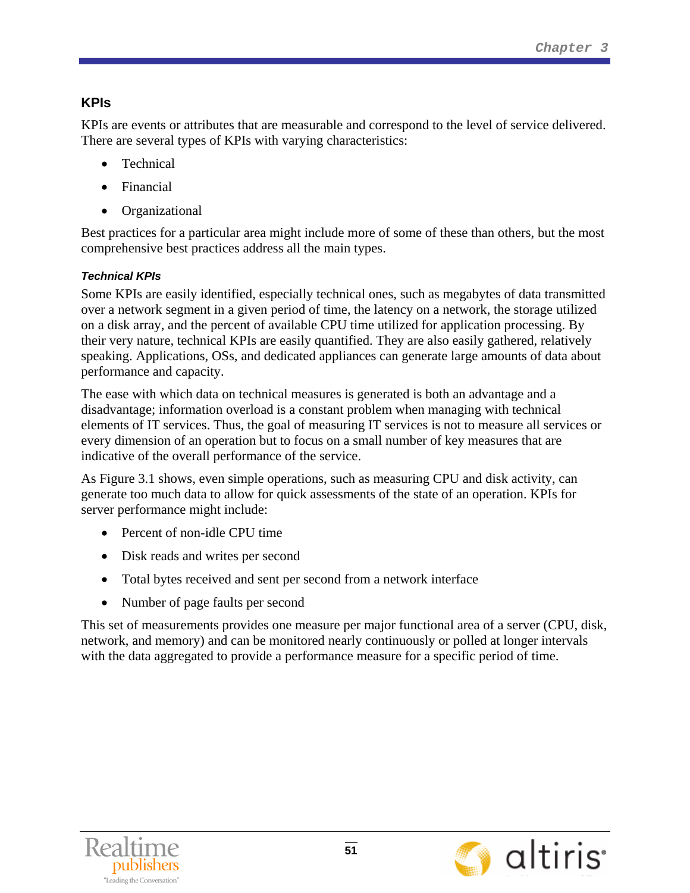## KPIs

KPIs are events or attributes that are measurable and correspond to the level of service delivered. There are several types of KPIs with varying characteristics:

- Technical
- Financial
- Organizational

Best practices for a particular area might include more of some of these than others, but the most comprehensive best practices address all the main types.

### *Technical KPIs*

Some KPIs are easily identified, especially technical ones, such as megabytes of data transmitted over a network segment in a given period of time, the latency on a network, the storage utilized on a disk array, and the percent of available CPU time utilized for application processing. By their very nature, technical KPIs are easily quantified. They are also easily gathered, relatively speaking. Applications, OSs, and dedicated appliances can generate large amounts of data about performance and capacity.

The ease with which data on technical measures is generated is both an advantage and a disadvantage; information overload is a constant problem when managing with technical elements of IT services. Thus, the goal of measuring IT services is not to measure all services or every dimension of an operation but to focus on a small number of key measures that are indicative of the overall performance of the service.

As Figure 3.1 shows, even simple operations, such as measuring CPU and disk activity, can generate too much data to allow for quick assessments of the state of an operation. KPIs for server performance might include:

- Percent of non-idle CPU time
- Disk reads and writes per second
- Total bytes received and sent per second from a network interface
- Number of page faults per second

This set of measurements provides one measure per major functional area of a server (CPU, disk, network, and memory) and can be monitored nearly continuously or polled at longer intervals with the data aggregated to provide a performance measure for a specific period of time.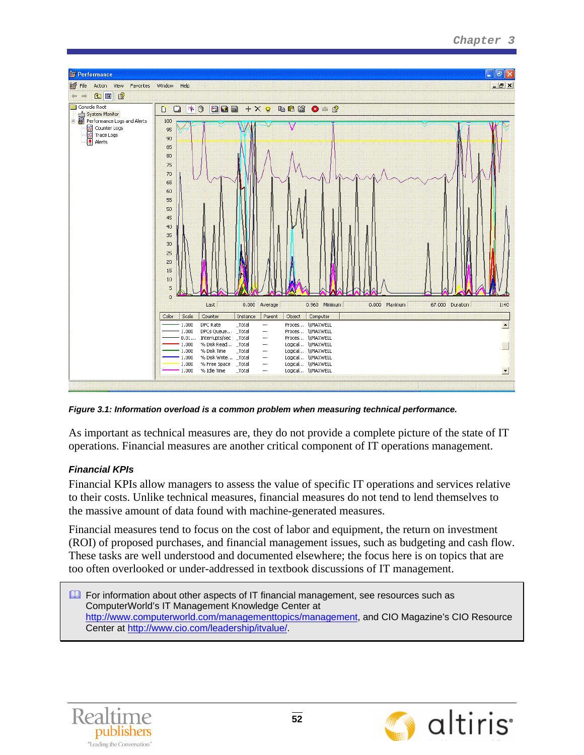*Figure 3.1: Information overload is a common problem when measuring technical performance.*

As important as technical measures are, they do not provide a complete picture of the state of IT operations. Financial measures are another critical component of IT operations management.

### *Financial KPIs*

Financial KPIs allow managers to assess the value of specific IT operations and services relative to their costs. Unlike technical measures, financial measures do not tend to lend themselves to the massive amount of data found with machine-generated measures.

Financial measures tend to focus on the cost of labor and equipment, the return on investment (ROI) of proposed purchases, and financial management issues, such as budgeting and cash flow. These tasks are well understood and documented elsewhere; the focus here is on topics that are too often overlooked or under-addressed in textbook discussions of IT management.

> For information about other aspects of IT financial management, see resources such as ComputerWorld's IT Management Knowledge Center at http://www.computerworld.com/managementtopics/management, and CIO Magazine's CIO Resource Center at http://www.cio.com/leadership/itvalue/.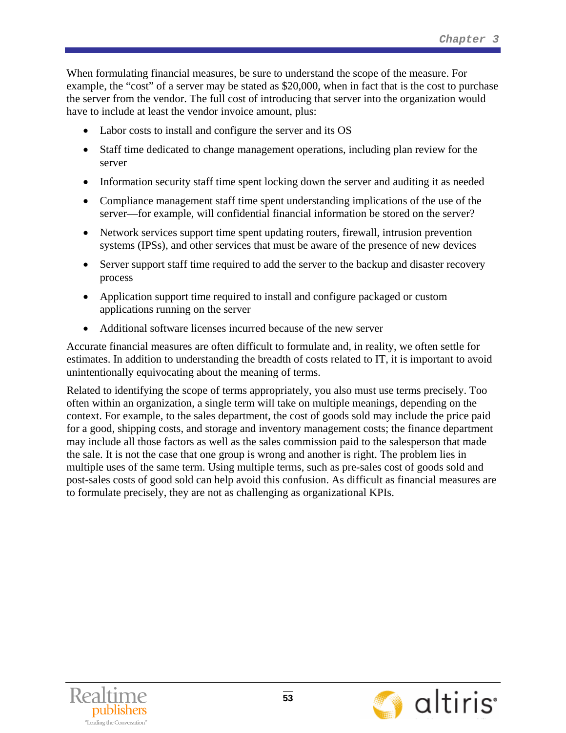When formulating financial measures, be sure to understand the scope of the measure. For example, the "cost" of a server may be stated as $20,000, when in fact that is the cost to purchase the server from the vendor. The full cost of introducing that server into the organization would have to include at least the vendor invoice amount, plus:

- Labor costs to install and configure the server and its OS
- Staff time dedicated to change management operations, including plan review for the server
- Information security staff time spent locking down the server and auditing it as needed
- Compliance management staff time spent understanding implications of the use of the server—for example, will confidential financial information be stored on the server?
- Network services support time spent updating routers, firewall, intrusion prevention systems (IPSs), and other services that must be aware of the presence of new devices
- Server support staff time required to add the server to the backup and disaster recovery process
- Application support time required to install and configure packaged or custom applications running on the server
- Additional software licenses incurred because of the new server

Accurate financial measures are often difficult to formulate and, in reality, we often settle for estimates. In addition to understanding the breadth of costs related to IT, it is important to avoid unintentionally equivocating about the meaning of terms.

Related to identifying the scope of terms appropriately, you also must use terms precisely. Too often within an organization, a single term will take on multiple meanings, depending on the context. For example, to the sales department, the cost of goods sold may include the price paid for a good, shipping costs, and storage and inventory management costs; the finance department may include all those factors as well as the sales commission paid to the salesperson that made the sale. It is not the case that one group is wrong and another is right. The problem lies in multiple uses of the same term. Using multiple terms, such as pre-sales cost of goods sold and post-sales costs of good sold can help avoid this confusion. As difficult as financial measures are to formulate precisely, they are not as challenging as organizational KPIs.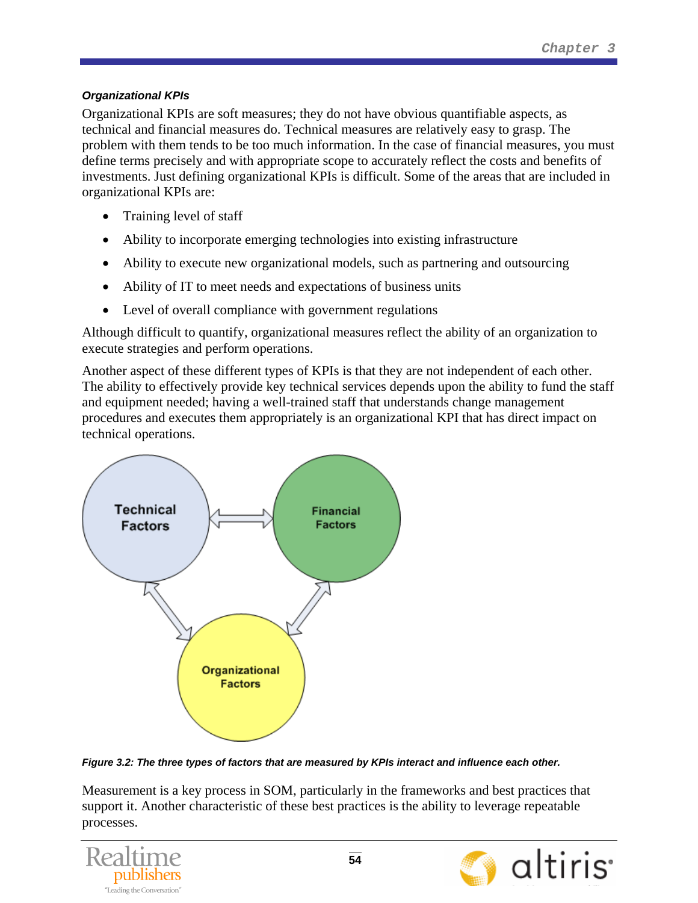### Organizational KPIs

Organizational KPIs are soft measures; they do not have obvious quantifiable aspects, as technical and financial measures do. Technical measures are relatively easy to grasp. The problem with them tends to be too much information. In the case of financial measures, you must define terms precisely and with appropriate scope to accurately reflect the costs and benefits of investments. Just defining organizational KPIs is difficult. Some of the areas that are included in organizational KPIs are:

- Training level of staff
- Ability to incorporate emerging technologies into existing infrastructure
- Ability to execute new organizational models, such as partnering and outsourcing
- Ability of IT to meet needs and expectations of business units
- Level of overall compliance with government regulations

Although difficult to quantify, organizational measures reflect the ability of an organization to execute strategies and perform operations.

Another aspect of these different types of KPIs is that they are not independent of each other. The ability to effectively provide key technical services depends upon the ability to fund the staff and equipment needed; having a well-trained staff that understands change management procedures and executes them appropriately is an organizational KPI that has direct impact on technical operations.

*Figure 3.2: The three types of factors that are measured by KPIs interact and influence each other.*

Measurement is a key process in SOM, particularly in the frameworks and best practices that support it. Another characteristic of these best practices is the ability to leverage repeatable processes.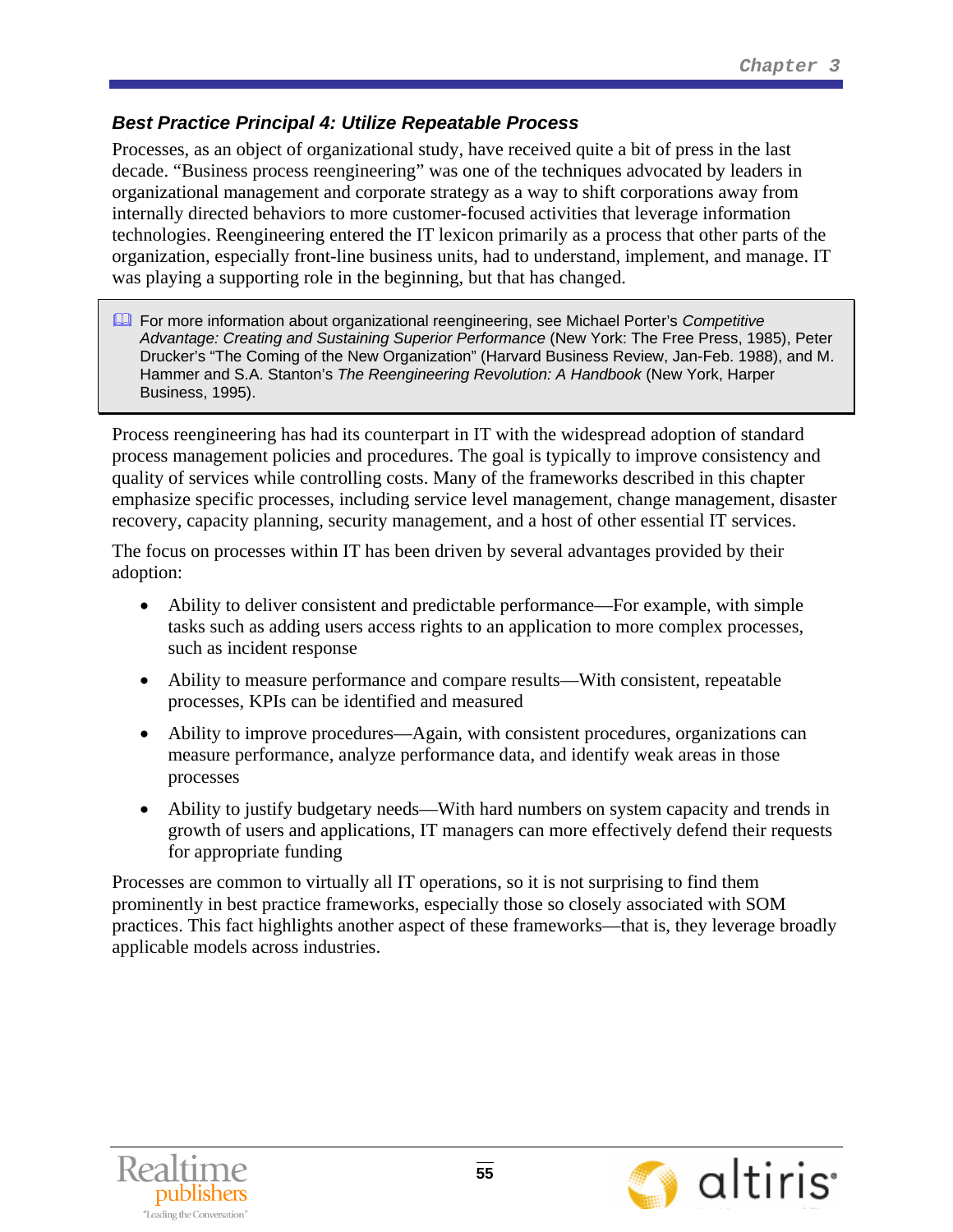### Best Practice Principal 4: Utilize Repeatable Process

Processes, as an object of organizational study, have received quite a bit of press in the last decade. "Business process reengineering" was one of the techniques advocated by leaders in organizational management and corporate strategy as a way to shift corporations away from internally directed behaviors to more customer-focused activities that leverage information technologies. Reengineering entered the IT lexicon primarily as a process that other parts of the organization, especially front-line business units, had to understand, implement, and manage. IT was playing a supporting role in the beginning, but that has changed.

> For more information about organizational reengineering, see Michael Porter's *Competitive Advantage: Creating and Sustaining Superior Performance* (New York: The Free Press, 1985), Peter Drucker's "The Coming of the New Organization" (Harvard Business Review, Jan-Feb. 1988), and M. Hammer and S.A. Stanton's *The Reengineering Revolution: A Handbook* (New York, Harper Business, 1995).

Process reengineering has had its counterpart in IT with the widespread adoption of standard process management policies and procedures. The goal is typically to improve consistency and quality of services while controlling costs. Many of the frameworks described in this chapter emphasize specific processes, including service level management, change management, disaster recovery, capacity planning, security management, and a host of other essential IT services.

The focus on processes within IT has been driven by several advantages provided by their adoption:

- Ability to deliver consistent and predictable performance—For example, with simple tasks such as adding users access rights to an application to more complex processes, such as incident response
- Ability to measure performance and compare results—With consistent, repeatable processes, KPIs can be identified and measured
- Ability to improve procedures—Again, with consistent procedures, organizations can measure performance, analyze performance data, and identify weak areas in those processes
- Ability to justify budgetary needs—With hard numbers on system capacity and trends in growth of users and applications, IT managers can more effectively defend their requests for appropriate funding

Processes are common to virtually all IT operations, so it is not surprising to find them prominently in best practice frameworks, especially those so closely associated with SOM practices. This fact highlights another aspect of these frameworks—that is, they leverage broadly applicable models across industries.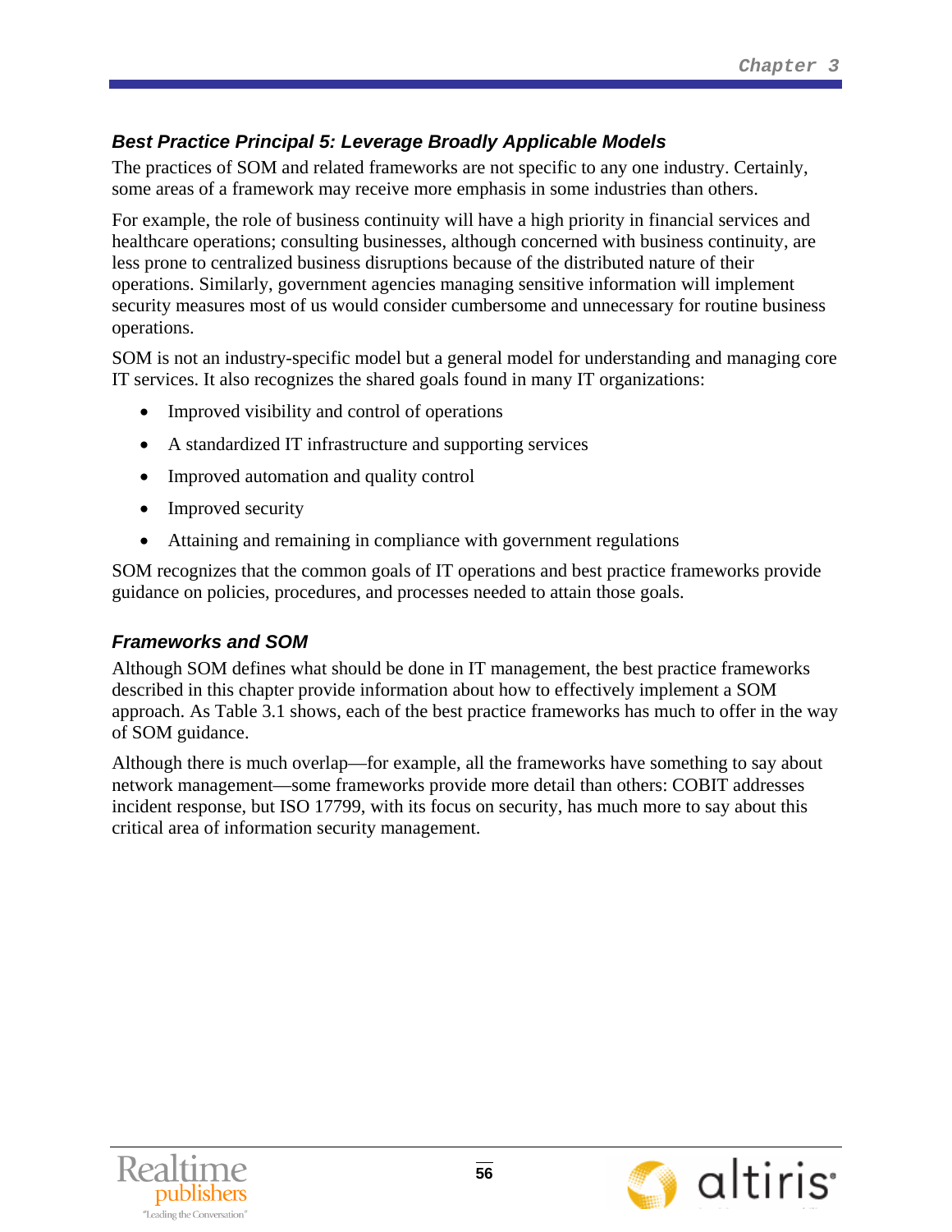### *Best Practice Principal 5: Leverage Broadly Applicable Models*

The practices of SOM and related frameworks are not specific to any one industry. Certainly, some areas of a framework may receive more emphasis in some industries than others.

For example, the role of business continuity will have a high priority in financial services and healthcare operations; consulting businesses, although concerned with business continuity, are less prone to centralized business disruptions because of the distributed nature of their operations. Similarly, government agencies managing sensitive information will implement security measures most of us would consider cumbersome and unnecessary for routine business operations.

SOM is not an industry-specific model but a general model for understanding and managing core IT services. It also recognizes the shared goals found in many IT organizations:

- Improved visibility and control of operations
- A standardized IT infrastructure and supporting services
- Improved automation and quality control
- Improved security
- Attaining and remaining in compliance with government regulations

SOM recognizes that the common goals of IT operations and best practice frameworks provide guidance on policies, procedures, and processes needed to attain those goals.

### *Frameworks and SOM*

Although SOM defines what should be done in IT management, the best practice frameworks described in this chapter provide information about how to effectively implement a SOM approach. As Table 3.1 shows, each of the best practice frameworks has much to offer in the way of SOM guidance.

Although there is much overlap—for example, all the frameworks have something to say about network management—some frameworks provide more detail than others: COBIT addresses incident response, but ISO 17799, with its focus on security, has much more to say about this critical area of information security management.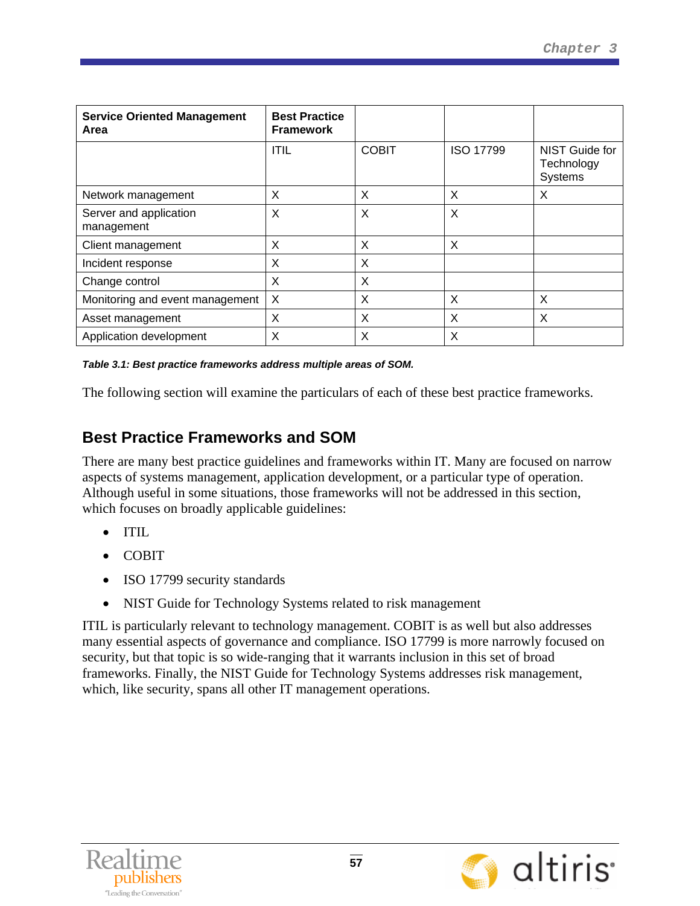| Service Oriented Management Area | Best Practice Framework | | | |
|---|---|---|---|---|
| | ITIL | COBIT | ISO 17799 | NIST Guide for Technology Systems |
| Network management | X | X | X | X |
| Server and application management | X | X | X | |
| Client management | X | X | X | |
| Incident response | X | X | | |
| Change control | X | X | | |
| Monitoring and event management | X | X | X | X |
| Asset management | X | X | X | X |
| Application development | X | X | X | |

***Table 3.1: Best practice frameworks address multiple areas of SOM.***

The following section will examine the particulars of each of these best practice frameworks.

## Best Practice Frameworks and SOM

There are many best practice guidelines and frameworks within IT. Many are focused on narrow aspects of systems management, application development, or a particular type of operation. Although useful in some situations, those frameworks will not be addressed in this section, which focuses on broadly applicable guidelines:

- ITIL
- COBIT
- ISO 17799 security standards
- NIST Guide for Technology Systems related to risk management

ITIL is particularly relevant to technology management. COBIT is as well but also addresses many essential aspects of governance and compliance. ISO 17799 is more narrowly focused on security, but that topic is so wide-ranging that it warrants inclusion in this set of broad frameworks. Finally, the NIST Guide for Technology Systems addresses risk management, which, like security, spans all other IT management operations.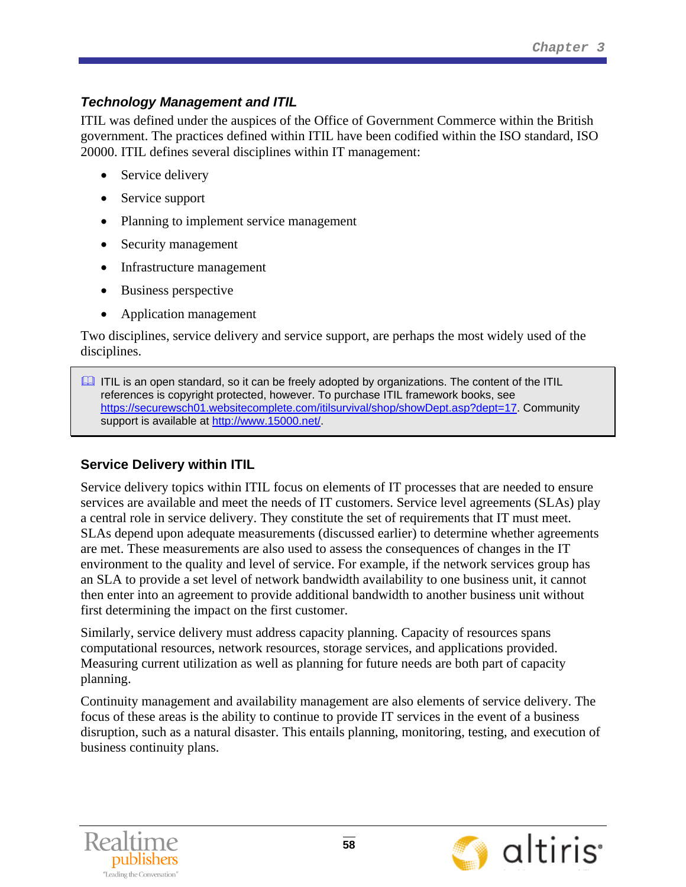### *Technology Management and ITIL*

ITIL was defined under the auspices of the Office of Government Commerce within the British government. The practices defined within ITIL have been codified within the ISO standard, ISO 20000. ITIL defines several disciplines within IT management:

- Service delivery
- Service support
- Planning to implement service management
- Security management
- Infrastructure management
- Business perspective
- Application management

Two disciplines, service delivery and service support, are perhaps the most widely used of the disciplines.

> ITIL is an open standard, so it can be freely adopted by organizations. The content of the ITIL references is copyright protected, however. To purchase ITIL framework books, see https://securewsch01.websitecomplete.com/itilsurvival/shop/showDept.asp?dept=17. Community support is available at http://www.15000.net/.

#### Service Delivery within ITIL

Service delivery topics within ITIL focus on elements of IT processes that are needed to ensure services are available and meet the needs of IT customers. Service level agreements (SLAs) play a central role in service delivery. They constitute the set of requirements that IT must meet. SLAs depend upon adequate measurements (discussed earlier) to determine whether agreements are met. These measurements are also used to assess the consequences of changes in the IT environment to the quality and level of service. For example, if the network services group has an SLA to provide a set level of network bandwidth availability to one business unit, it cannot then enter into an agreement to provide additional bandwidth to another business unit without first determining the impact on the first customer.

Similarly, service delivery must address capacity planning. Capacity of resources spans computational resources, network resources, storage services, and applications provided. Measuring current utilization as well as planning for future needs are both part of capacity planning.

Continuity management and availability management are also elements of service delivery. The focus of these areas is the ability to continue to provide IT services in the event of a business disruption, such as a natural disaster. This entails planning, monitoring, testing, and execution of business continuity plans.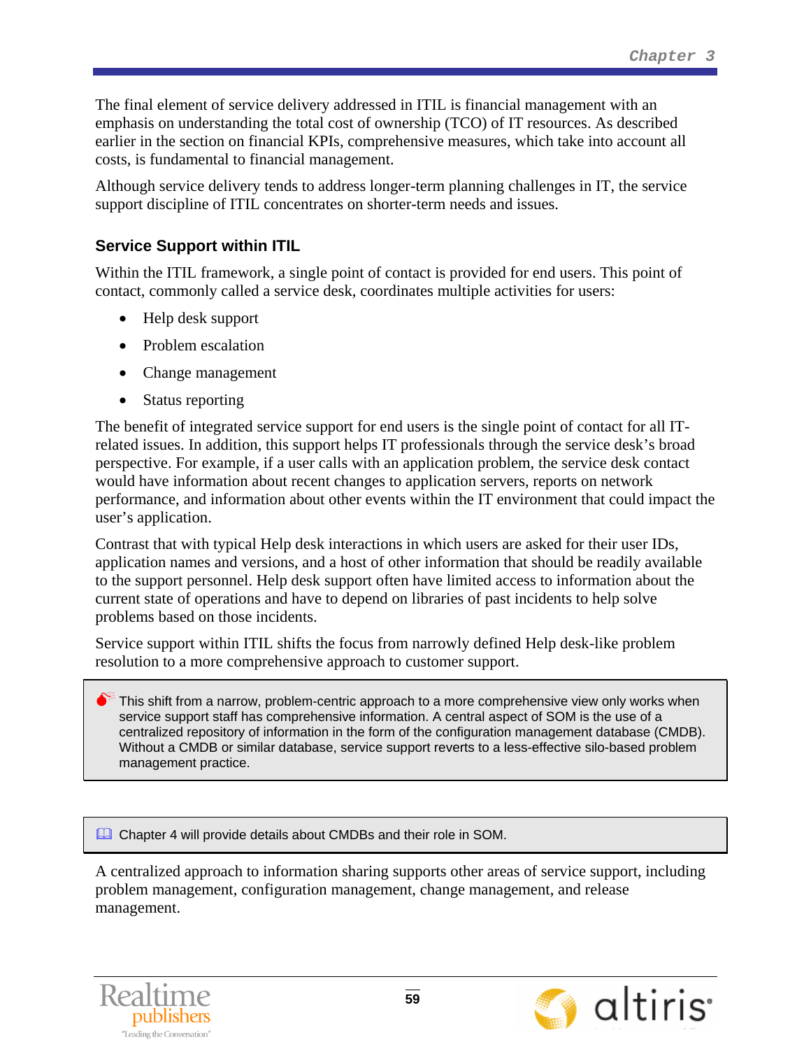The final element of service delivery addressed in ITIL is financial management with an emphasis on understanding the total cost of ownership (TCO) of IT resources. As described earlier in the section on financial KPIs, comprehensive measures, which take into account all costs, is fundamental to financial management.

Although service delivery tends to address longer-term planning challenges in IT, the service support discipline of ITIL concentrates on shorter-term needs and issues.

### Service Support within ITIL

Within the ITIL framework, a single point of contact is provided for end users. This point of contact, commonly called a service desk, coordinates multiple activities for users:

- Help desk support
- Problem escalation
- Change management
- Status reporting

The benefit of integrated service support for end users is the single point of contact for all IT-related issues. In addition, this support helps IT professionals through the service desk's broad perspective. For example, if a user calls with an application problem, the service desk contact would have information about recent changes to application servers, reports on network performance, and information about other events within the IT environment that could impact the user's application.

Contrast that with typical Help desk interactions in which users are asked for their user IDs, application names and versions, and a host of other information that should be readily available to the support personnel. Help desk support often have limited access to information about the current state of operations and have to depend on libraries of past incidents to help solve problems based on those incidents.

Service support within ITIL shifts the focus from narrowly defined Help desk-like problem resolution to a more comprehensive approach to customer support.

> This shift from a narrow, problem-centric approach to a more comprehensive view only works when service support staff has comprehensive information. A central aspect of SOM is the use of a centralized repository of information in the form of the configuration management database (CMDB). Without a CMDB or similar database, service support reverts to a less-effective silo-based problem management practice.

> Chapter 4 will provide details about CMDBs and their role in SOM.

A centralized approach to information sharing supports other areas of service support, including problem management, configuration management, change management, and release management.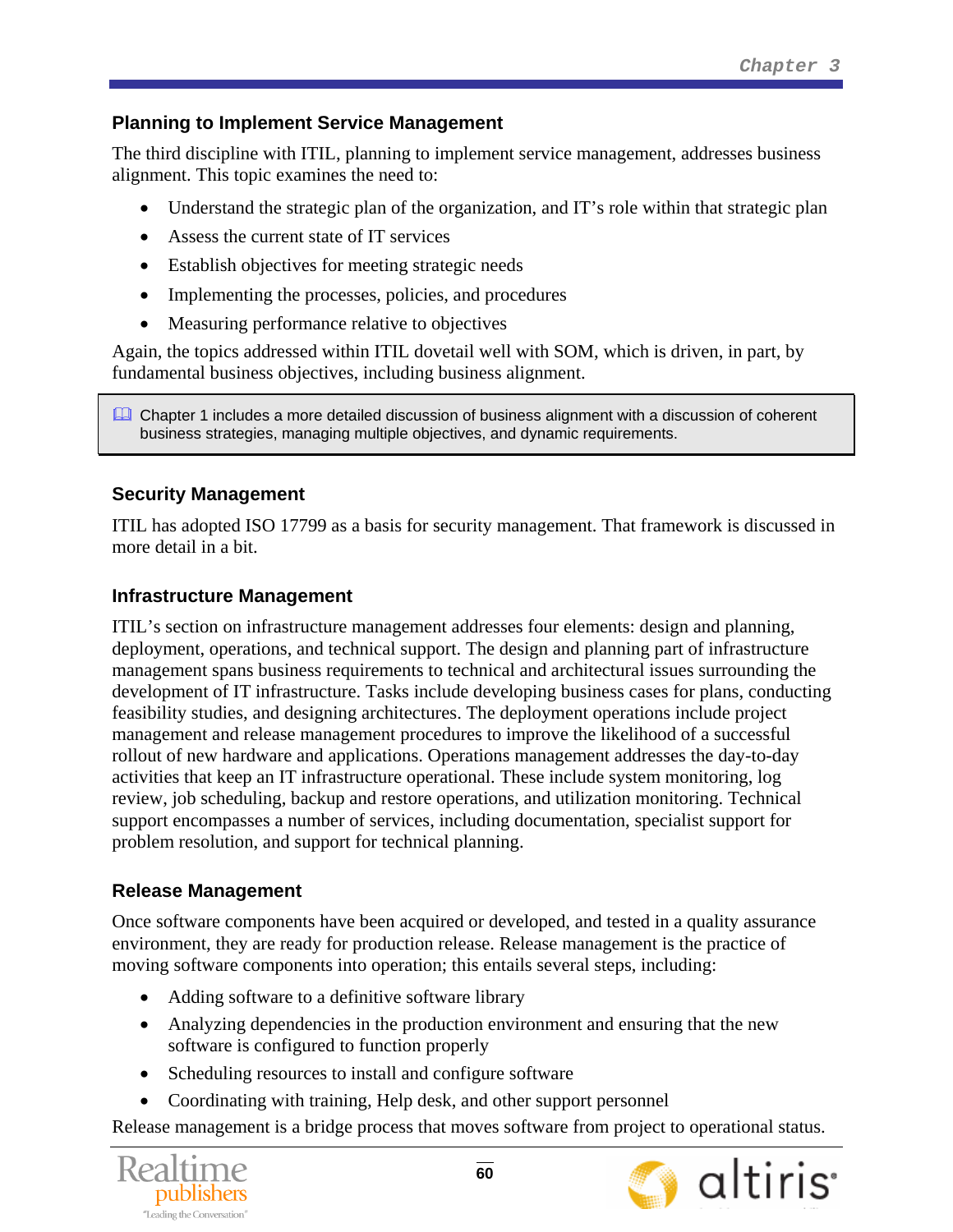### Planning to Implement Service Management

The third discipline with ITIL, planning to implement service management, addresses business alignment. This topic examines the need to:

- Understand the strategic plan of the organization, and IT's role within that strategic plan
- Assess the current state of IT services
- Establish objectives for meeting strategic needs
- Implementing the processes, policies, and procedures
- Measuring performance relative to objectives

Again, the topics addressed within ITIL dovetail well with SOM, which is driven, in part, by fundamental business objectives, including business alignment.

> Chapter 1 includes a more detailed discussion of business alignment with a discussion of coherent business strategies, managing multiple objectives, and dynamic requirements.

### Security Management

ITIL has adopted ISO 17799 as a basis for security management. That framework is discussed in more detail in a bit.

### Infrastructure Management

ITIL's section on infrastructure management addresses four elements: design and planning, deployment, operations, and technical support. The design and planning part of infrastructure management spans business requirements to technical and architectural issues surrounding the development of IT infrastructure. Tasks include developing business cases for plans, conducting feasibility studies, and designing architectures. The deployment operations include project management and release management procedures to improve the likelihood of a successful rollout of new hardware and applications. Operations management addresses the day-to-day activities that keep an IT infrastructure operational. These include system monitoring, log review, job scheduling, backup and restore operations, and utilization monitoring. Technical support encompasses a number of services, including documentation, specialist support for problem resolution, and support for technical planning.

### Release Management

Once software components have been acquired or developed, and tested in a quality assurance environment, they are ready for production release. Release management is the practice of moving software components into operation; this entails several steps, including:

- Adding software to a definitive software library
- Analyzing dependencies in the production environment and ensuring that the new software is configured to function properly
- Scheduling resources to install and configure software
- Coordinating with training, Help desk, and other support personnel

Release management is a bridge process that moves software from project to operational status.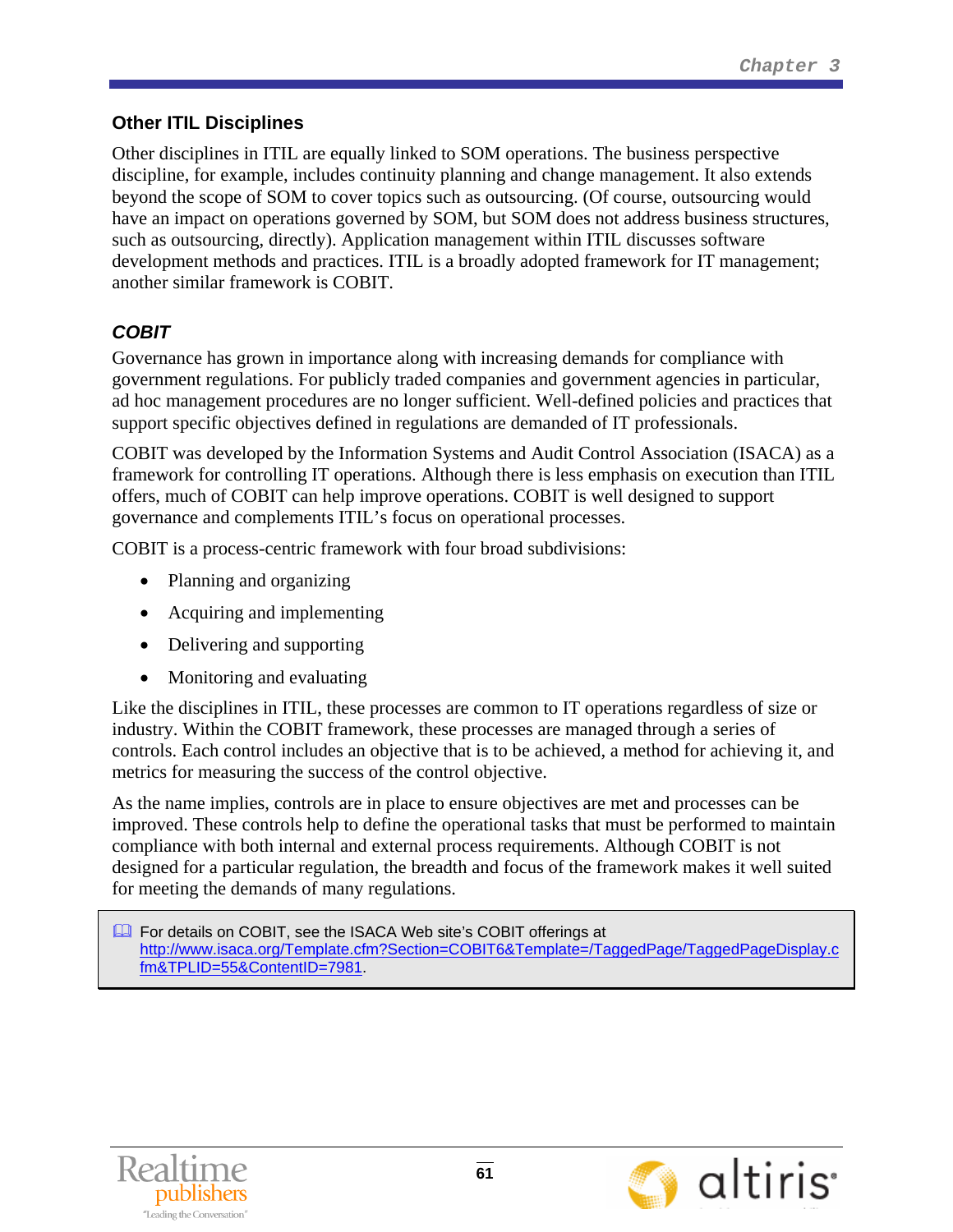### Other ITIL Disciplines

Other disciplines in ITIL are equally linked to SOM operations. The business perspective discipline, for example, includes continuity planning and change management. It also extends beyond the scope of SOM to cover topics such as outsourcing. (Of course, outsourcing would have an impact on operations governed by SOM, but SOM does not address business structures, such as outsourcing, directly). Application management within ITIL discusses software development methods and practices. ITIL is a broadly adopted framework for IT management; another similar framework is COBIT.

### *COBIT*

Governance has grown in importance along with increasing demands for compliance with government regulations. For publicly traded companies and government agencies in particular, ad hoc management procedures are no longer sufficient. Well-defined policies and practices that support specific objectives defined in regulations are demanded of IT professionals.

COBIT was developed by the Information Systems and Audit Control Association (ISACA) as a framework for controlling IT operations. Although there is less emphasis on execution than ITIL offers, much of COBIT can help improve operations. COBIT is well designed to support governance and complements ITIL's focus on operational processes.

COBIT is a process-centric framework with four broad subdivisions:

- Planning and organizing
- Acquiring and implementing
- Delivering and supporting
- Monitoring and evaluating

Like the disciplines in ITIL, these processes are common to IT operations regardless of size or industry. Within the COBIT framework, these processes are managed through a series of controls. Each control includes an objective that is to be achieved, a method for achieving it, and metrics for measuring the success of the control objective.

As the name implies, controls are in place to ensure objectives are met and processes can be improved. These controls help to define the operational tasks that must be performed to maintain compliance with both internal and external process requirements. Although COBIT is not designed for a particular regulation, the breadth and focus of the framework makes it well suited for meeting the demands of many regulations.

> For details on COBIT, see the ISACA Web site's COBIT offerings at http://www.isaca.org/Template.cfm?Section=COBIT6&Template=/TaggedPage/TaggedPageDisplay.cfm&TPLID=55&ContentID=7981.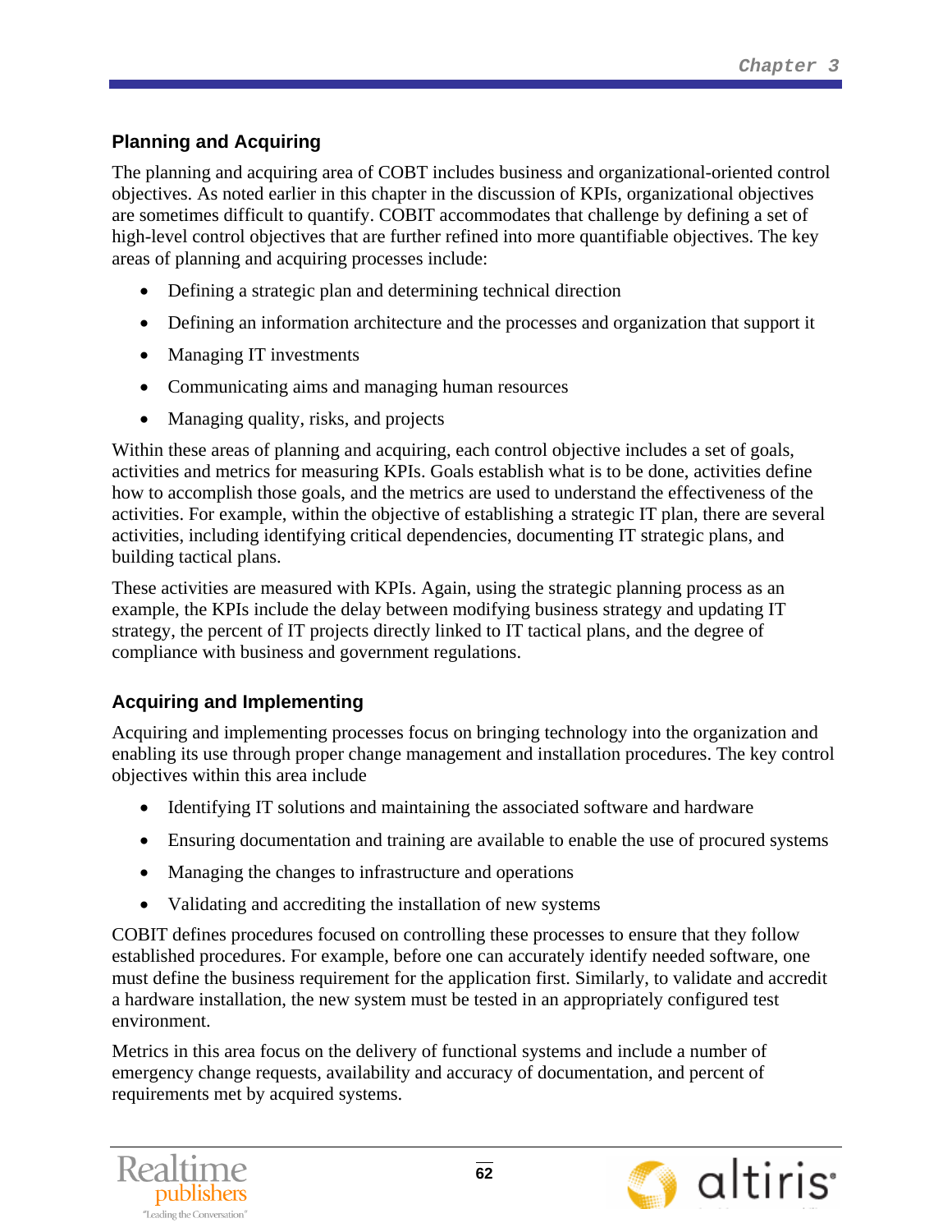### Planning and Acquiring

The planning and acquiring area of COBT includes business and organizational-oriented control objectives. As noted earlier in this chapter in the discussion of KPIs, organizational objectives are sometimes difficult to quantify. COBIT accommodates that challenge by defining a set of high-level control objectives that are further refined into more quantifiable objectives. The key areas of planning and acquiring processes include:

- Defining a strategic plan and determining technical direction
- Defining an information architecture and the processes and organization that support it
- Managing IT investments
- Communicating aims and managing human resources
- Managing quality, risks, and projects

Within these areas of planning and acquiring, each control objective includes a set of goals, activities and metrics for measuring KPIs. Goals establish what is to be done, activities define how to accomplish those goals, and the metrics are used to understand the effectiveness of the activities. For example, within the objective of establishing a strategic IT plan, there are several activities, including identifying critical dependencies, documenting IT strategic plans, and building tactical plans.

These activities are measured with KPIs. Again, using the strategic planning process as an example, the KPIs include the delay between modifying business strategy and updating IT strategy, the percent of IT projects directly linked to IT tactical plans, and the degree of compliance with business and government regulations.

### Acquiring and Implementing

Acquiring and implementing processes focus on bringing technology into the organization and enabling its use through proper change management and installation procedures. The key control objectives within this area include

- Identifying IT solutions and maintaining the associated software and hardware
- Ensuring documentation and training are available to enable the use of procured systems
- Managing the changes to infrastructure and operations
- Validating and accrediting the installation of new systems

COBIT defines procedures focused on controlling these processes to ensure that they follow established procedures. For example, before one can accurately identify needed software, one must define the business requirement for the application first. Similarly, to validate and accredit a hardware installation, the new system must be tested in an appropriately configured test environment.

Metrics in this area focus on the delivery of functional systems and include a number of emergency change requests, availability and accuracy of documentation, and percent of requirements met by acquired systems.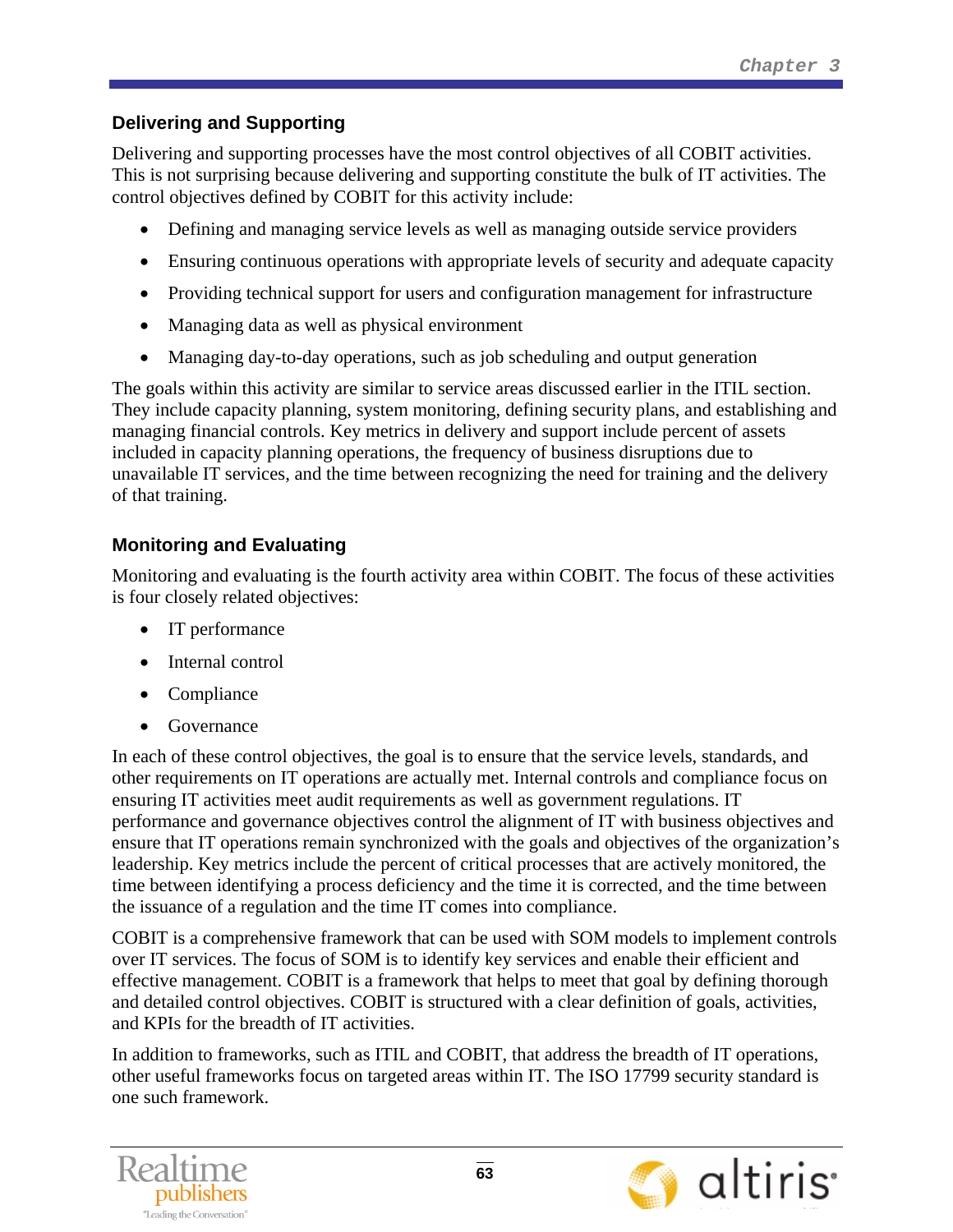### Delivering and Supporting

Delivering and supporting processes have the most control objectives of all COBIT activities. This is not surprising because delivering and supporting constitute the bulk of IT activities. The control objectives defined by COBIT for this activity include:

- Defining and managing service levels as well as managing outside service providers
- Ensuring continuous operations with appropriate levels of security and adequate capacity
- Providing technical support for users and configuration management for infrastructure
- Managing data as well as physical environment
- Managing day-to-day operations, such as job scheduling and output generation

The goals within this activity are similar to service areas discussed earlier in the ITIL section. They include capacity planning, system monitoring, defining security plans, and establishing and managing financial controls. Key metrics in delivery and support include percent of assets included in capacity planning operations, the frequency of business disruptions due to unavailable IT services, and the time between recognizing the need for training and the delivery of that training.

### Monitoring and Evaluating

Monitoring and evaluating is the fourth activity area within COBIT. The focus of these activities is four closely related objectives:

- IT performance
- Internal control
- Compliance
- Governance

In each of these control objectives, the goal is to ensure that the service levels, standards, and other requirements on IT operations are actually met. Internal controls and compliance focus on ensuring IT activities meet audit requirements as well as government regulations. IT performance and governance objectives control the alignment of IT with business objectives and ensure that IT operations remain synchronized with the goals and objectives of the organization's leadership. Key metrics include the percent of critical processes that are actively monitored, the time between identifying a process deficiency and the time it is corrected, and the time between the issuance of a regulation and the time IT comes into compliance.

COBIT is a comprehensive framework that can be used with SOM models to implement controls over IT services. The focus of SOM is to identify key services and enable their efficient and effective management. COBIT is a framework that helps to meet that goal by defining thorough and detailed control objectives. COBIT is structured with a clear definition of goals, activities, and KPIs for the breadth of IT activities.

In addition to frameworks, such as ITIL and COBIT, that address the breadth of IT operations, other useful frameworks focus on targeted areas within IT. The ISO 17799 security standard is one such framework.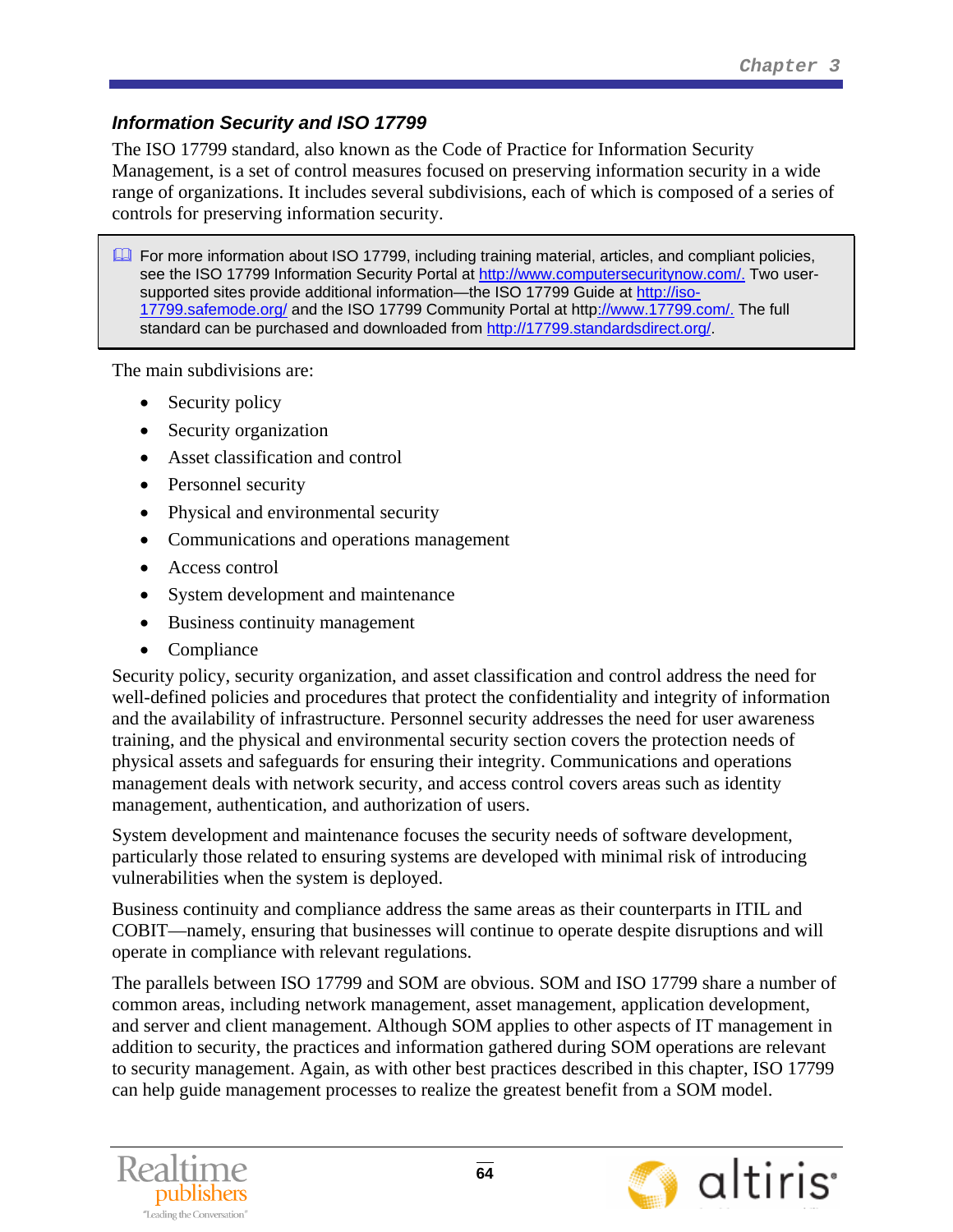### *Information Security and ISO 17799*

The ISO 17799 standard, also known as the Code of Practice for Information Security Management, is a set of control measures focused on preserving information security in a wide range of organizations. It includes several subdivisions, each of which is composed of a series of controls for preserving information security.

> For more information about ISO 17799, including training material, articles, and compliant policies, see the ISO 17799 Information Security Portal at http://www.computersecuritynow.com/. Two user-supported sites provide additional information—the ISO 17799 Guide at http://iso-17799.safemode.org/ and the ISO 17799 Community Portal at http://www.17799.com/. The full standard can be purchased and downloaded from http://17799.standardsdirect.org/.

The main subdivisions are:

- Security policy
- Security organization
- Asset classification and control
- Personnel security
- Physical and environmental security
- Communications and operations management
- Access control
- System development and maintenance
- Business continuity management
- Compliance

Security policy, security organization, and asset classification and control address the need for well-defined policies and procedures that protect the confidentiality and integrity of information and the availability of infrastructure. Personnel security addresses the need for user awareness training, and the physical and environmental security section covers the protection needs of physical assets and safeguards for ensuring their integrity. Communications and operations management deals with network security, and access control covers areas such as identity management, authentication, and authorization of users.

System development and maintenance focuses the security needs of software development, particularly those related to ensuring systems are developed with minimal risk of introducing vulnerabilities when the system is deployed.

Business continuity and compliance address the same areas as their counterparts in ITIL and COBIT—namely, ensuring that businesses will continue to operate despite disruptions and will operate in compliance with relevant regulations.

The parallels between ISO 17799 and SOM are obvious. SOM and ISO 17799 share a number of common areas, including network management, asset management, application development, and server and client management. Although SOM applies to other aspects of IT management in addition to security, the practices and information gathered during SOM operations are relevant to security management. Again, as with other best practices described in this chapter, ISO 17799 can help guide management processes to realize the greatest benefit from a SOM model.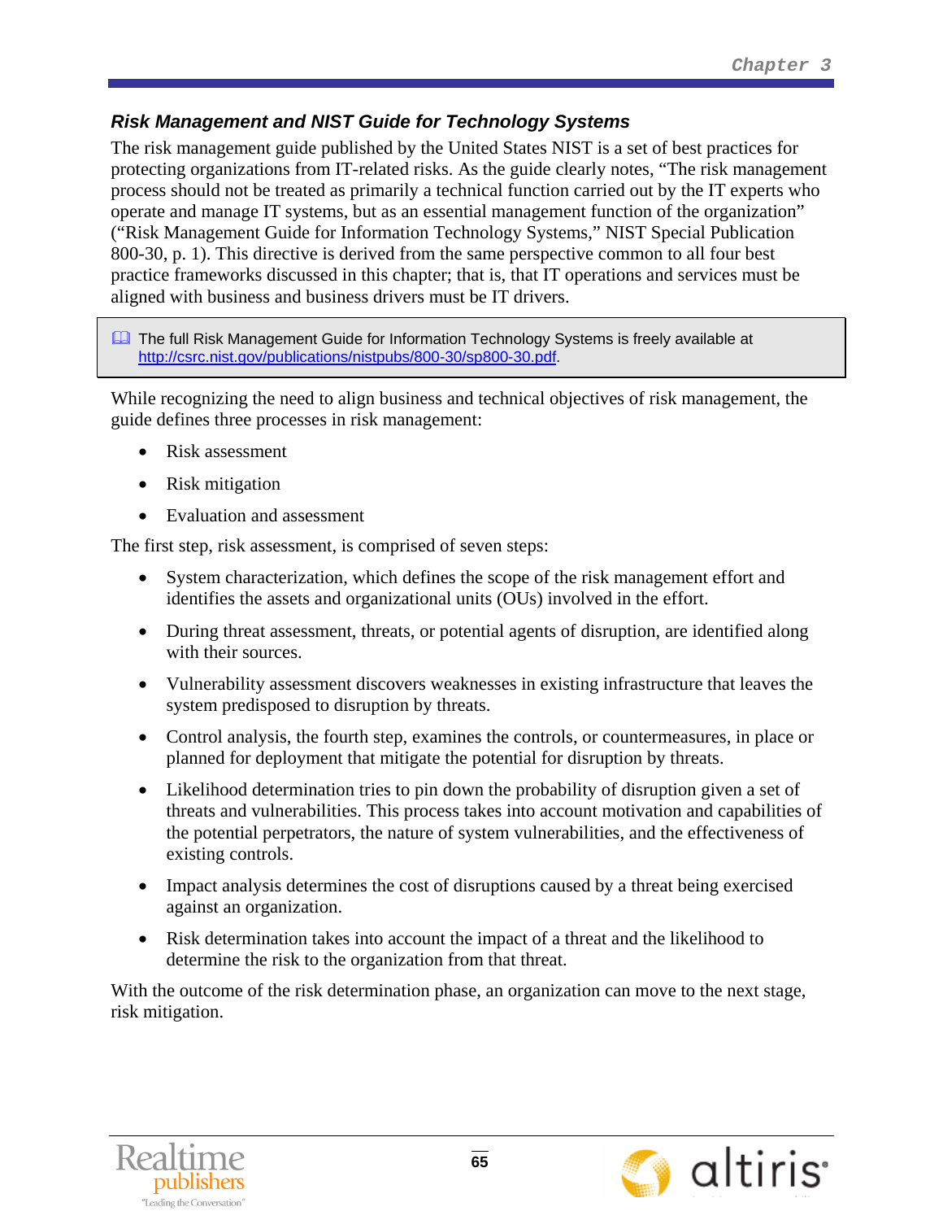### *Risk Management and NIST Guide for Technology Systems*

The risk management guide published by the United States NIST is a set of best practices for protecting organizations from IT-related risks. As the guide clearly notes, "The risk management process should not be treated as primarily a technical function carried out by the IT experts who operate and manage IT systems, but as an essential management function of the organization" ("Risk Management Guide for Information Technology Systems," NIST Special Publication 800-30, p. 1). This directive is derived from the same perspective common to all four best practice frameworks discussed in this chapter; that is, that IT operations and services must be aligned with business and business drivers must be IT drivers.

> The full Risk Management Guide for Information Technology Systems is freely available at http://csrc.nist.gov/publications/nistpubs/800-30/sp800-30.pdf.

While recognizing the need to align business and technical objectives of risk management, the guide defines three processes in risk management:

- Risk assessment
- Risk mitigation
- Evaluation and assessment

The first step, risk assessment, is comprised of seven steps:

- System characterization, which defines the scope of the risk management effort and identifies the assets and organizational units (OUs) involved in the effort.
- During threat assessment, threats, or potential agents of disruption, are identified along with their sources.
- Vulnerability assessment discovers weaknesses in existing infrastructure that leaves the system predisposed to disruption by threats.
- Control analysis, the fourth step, examines the controls, or countermeasures, in place or planned for deployment that mitigate the potential for disruption by threats.
- Likelihood determination tries to pin down the probability of disruption given a set of threats and vulnerabilities. This process takes into account motivation and capabilities of the potential perpetrators, the nature of system vulnerabilities, and the effectiveness of existing controls.
- Impact analysis determines the cost of disruptions caused by a threat being exercised against an organization.
- Risk determination takes into account the impact of a threat and the likelihood to determine the risk to the organization from that threat.

With the outcome of the risk determination phase, an organization can move to the next stage, risk mitigation.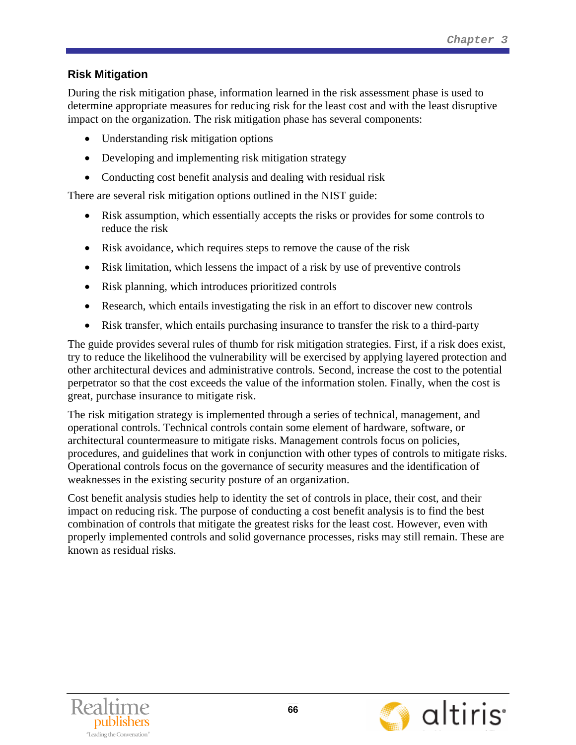## Risk Mitigation

During the risk mitigation phase, information learned in the risk assessment phase is used to determine appropriate measures for reducing risk for the least cost and with the least disruptive impact on the organization. The risk mitigation phase has several components:

- Understanding risk mitigation options
- Developing and implementing risk mitigation strategy
- Conducting cost benefit analysis and dealing with residual risk

There are several risk mitigation options outlined in the NIST guide:

- Risk assumption, which essentially accepts the risks or provides for some controls to reduce the risk
- Risk avoidance, which requires steps to remove the cause of the risk
- Risk limitation, which lessens the impact of a risk by use of preventive controls
- Risk planning, which introduces prioritized controls
- Research, which entails investigating the risk in an effort to discover new controls
- Risk transfer, which entails purchasing insurance to transfer the risk to a third-party

The guide provides several rules of thumb for risk mitigation strategies. First, if a risk does exist, try to reduce the likelihood the vulnerability will be exercised by applying layered protection and other architectural devices and administrative controls. Second, increase the cost to the potential perpetrator so that the cost exceeds the value of the information stolen. Finally, when the cost is great, purchase insurance to mitigate risk.

The risk mitigation strategy is implemented through a series of technical, management, and operational controls. Technical controls contain some element of hardware, software, or architectural countermeasure to mitigate risks. Management controls focus on policies, procedures, and guidelines that work in conjunction with other types of controls to mitigate risks. Operational controls focus on the governance of security measures and the identification of weaknesses in the existing security posture of an organization.

Cost benefit analysis studies help to identity the set of controls in place, their cost, and their impact on reducing risk. The purpose of conducting a cost benefit analysis is to find the best combination of controls that mitigate the greatest risks for the least cost. However, even with properly implemented controls and solid governance processes, risks may still remain. These are known as residual risks.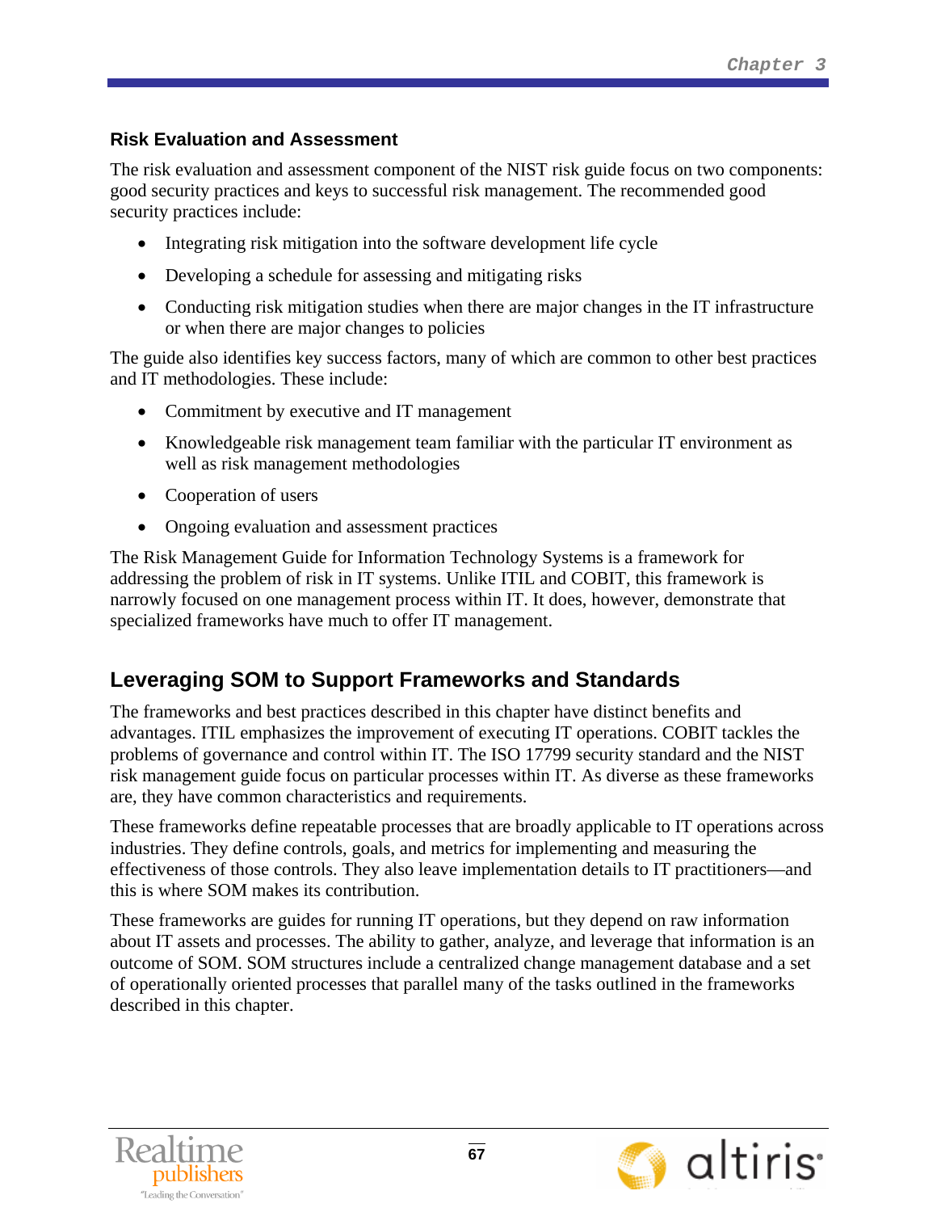### Risk Evaluation and Assessment

The risk evaluation and assessment component of the NIST risk guide focus on two components: good security practices and keys to successful risk management. The recommended good security practices include:

- Integrating risk mitigation into the software development life cycle
- Developing a schedule for assessing and mitigating risks
- Conducting risk mitigation studies when there are major changes in the IT infrastructure or when there are major changes to policies

The guide also identifies key success factors, many of which are common to other best practices and IT methodologies. These include:

- Commitment by executive and IT management
- Knowledgeable risk management team familiar with the particular IT environment as well as risk management methodologies
- Cooperation of users
- Ongoing evaluation and assessment practices

The Risk Management Guide for Information Technology Systems is a framework for addressing the problem of risk in IT systems. Unlike ITIL and COBIT, this framework is narrowly focused on one management process within IT. It does, however, demonstrate that specialized frameworks have much to offer IT management.

## Leveraging SOM to Support Frameworks and Standards

The frameworks and best practices described in this chapter have distinct benefits and advantages. ITIL emphasizes the improvement of executing IT operations. COBIT tackles the problems of governance and control within IT. The ISO 17799 security standard and the NIST risk management guide focus on particular processes within IT. As diverse as these frameworks are, they have common characteristics and requirements.

These frameworks define repeatable processes that are broadly applicable to IT operations across industries. They define controls, goals, and metrics for implementing and measuring the effectiveness of those controls. They also leave implementation details to IT practitioners—and this is where SOM makes its contribution.

These frameworks are guides for running IT operations, but they depend on raw information about IT assets and processes. The ability to gather, analyze, and leverage that information is an outcome of SOM. SOM structures include a centralized change management database and a set of operationally oriented processes that parallel many of the tasks outlined in the frameworks described in this chapter.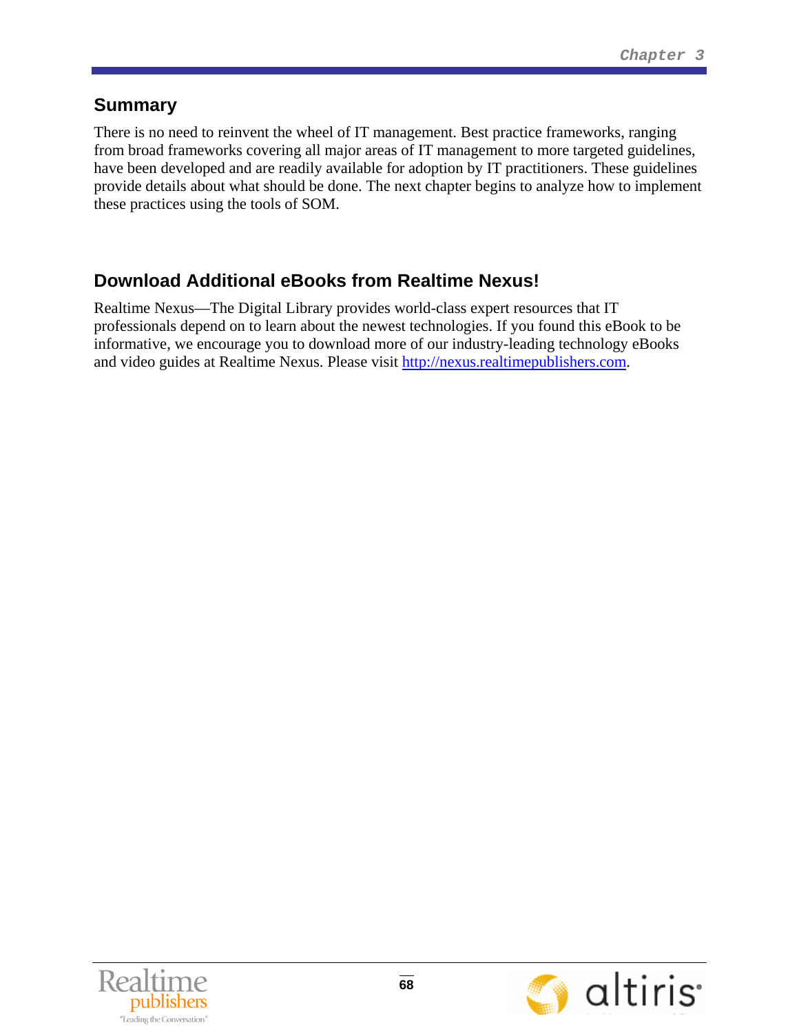## Summary

There is no need to reinvent the wheel of IT management. Best practice frameworks, ranging from broad frameworks covering all major areas of IT management to more targeted guidelines, have been developed and are readily available for adoption by IT practitioners. These guidelines provide details about what should be done. The next chapter begins to analyze how to implement these practices using the tools of SOM.

## Download Additional eBooks from Realtime Nexus!

Realtime Nexus—The Digital Library provides world-class expert resources that IT professionals depend on to learn about the newest technologies. If you found this eBook to be informative, we encourage you to download more of our industry-leading technology eBooks and video guides at Realtime Nexus. Please visit [http://nexus.realtimepublishers.com](http://nexus.realtimepublishers.com).